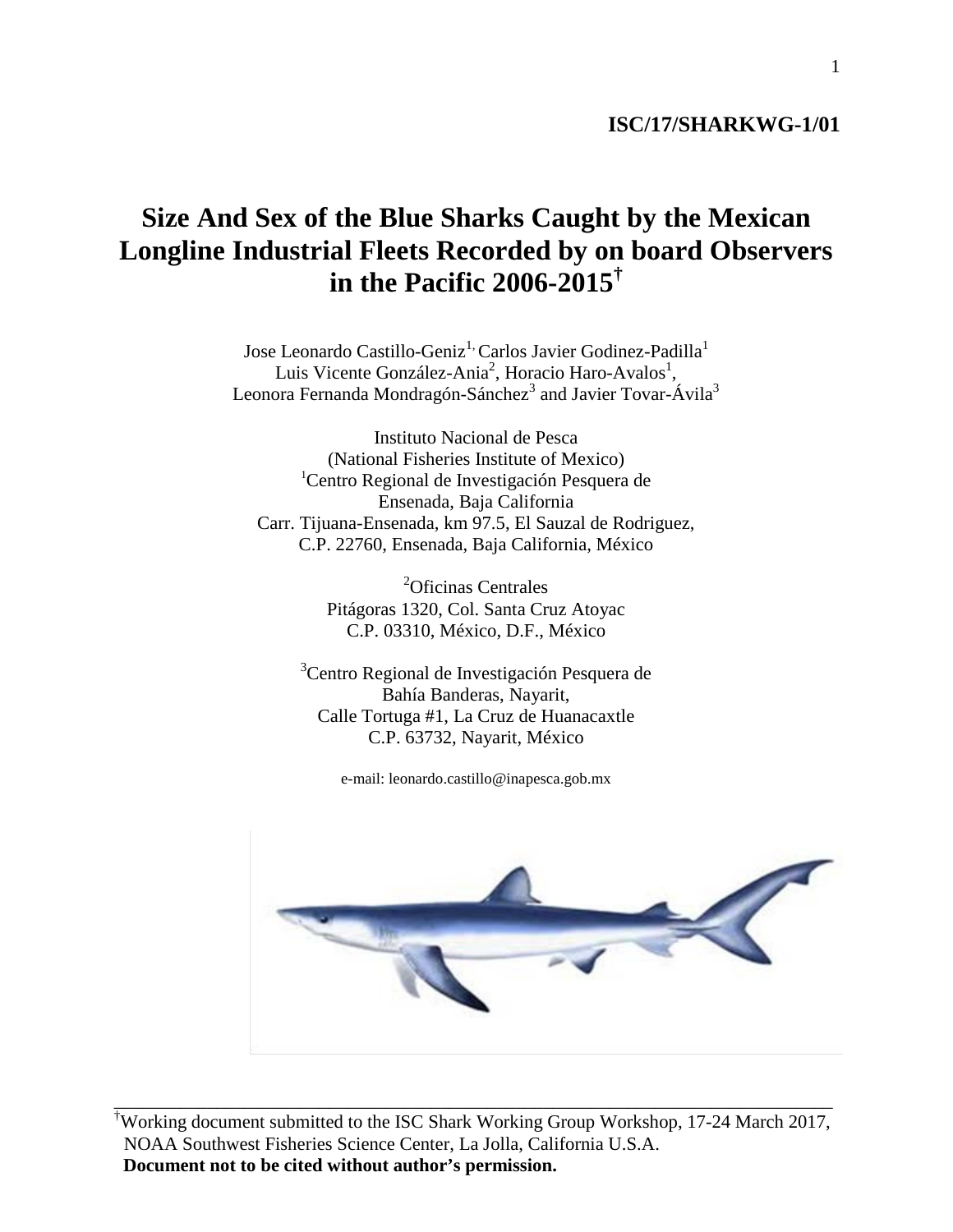**ISC/17/SHARKWG-1/01**

# Size And Sex of the Blue Sharks Caught by the Mexican Longline Industrial Fleets Recorded by on board Observers in the Pacific 2006-2015[†]

Jose Leonardo Castillo-Geniz[1,] Carlos Javier Godinez-Padilla[1]
Luis Vicente González-Ania[2], Horacio Haro-Avalos[1],
Leonora Fernanda Mondragón-Sánchez[3] and Javier Tovar-Ávila[3]

Instituto Nacional de Pesca
(National Fisheries Institute of Mexico)
[1]Centro Regional de Investigación Pesquera de
Ensenada, Baja California
Carr. Tijuana-Ensenada, km 97.5, El Sauzal de Rodriguez,
C.P. 22760, Ensenada, Baja California, México

[2]Oficinas Centrales
Pitágoras 1320, Col. Santa Cruz Atoyac
C.P. 03310, México, D.F., México

[3]Centro Regional de Investigación Pesquera de
Bahía Banderas, Nayarit,
Calle Tortuga #1, La Cruz de Huanacaxtle
C.P. 63732, Nayarit, México

e-mail: leonardo.castillo@inapesca.gob.mx

---

[†]Working document submitted to the ISC Shark Working Group Workshop, 17-24 March 2017, NOAA Southwest Fisheries Science Center, La Jolla, California U.S.A.
**Document not to be cited without author's permission.**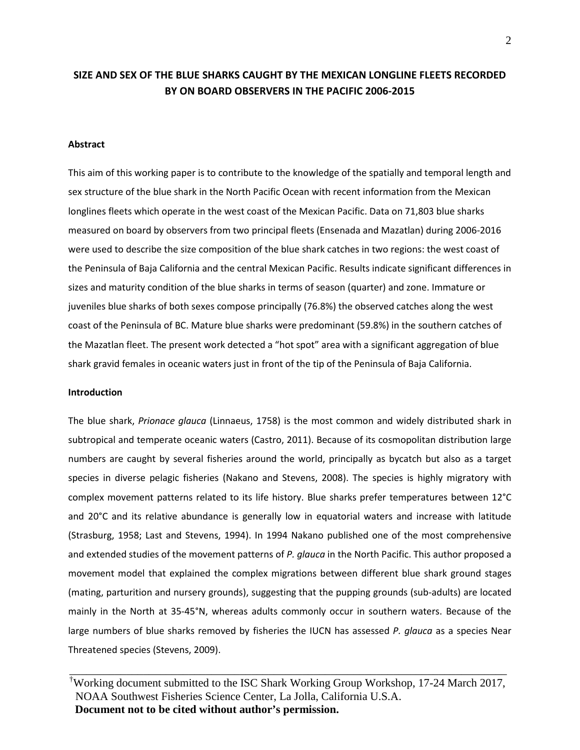# SIZE AND SEX OF THE BLUE SHARKS CAUGHT BY THE MEXICAN LONGLINE FLEETS RECORDED BY ON BOARD OBSERVERS IN THE PACIFIC 2006-2015

## Abstract

This aim of this working paper is to contribute to the knowledge of the spatially and temporal length and sex structure of the blue shark in the North Pacific Ocean with recent information from the Mexican longlines fleets which operate in the west coast of the Mexican Pacific. Data on 71,803 blue sharks measured on board by observers from two principal fleets (Ensenada and Mazatlan) during 2006-2016 were used to describe the size composition of the blue shark catches in two regions: the west coast of the Peninsula of Baja California and the central Mexican Pacific. Results indicate significant differences in sizes and maturity condition of the blue sharks in terms of season (quarter) and zone. Immature or juveniles blue sharks of both sexes compose principally (76.8%) the observed catches along the west coast of the Peninsula of BC. Mature blue sharks were predominant (59.8%) in the southern catches of the Mazatlan fleet. The present work detected a "hot spot" area with a significant aggregation of blue shark gravid females in oceanic waters just in front of the tip of the Peninsula of Baja California.

## Introduction

The blue shark, *Prionace glauca* (Linnaeus, 1758) is the most common and widely distributed shark in subtropical and temperate oceanic waters (Castro, 2011). Because of its cosmopolitan distribution large numbers are caught by several fisheries around the world, principally as bycatch but also as a target species in diverse pelagic fisheries (Nakano and Stevens, 2008). The species is highly migratory with complex movement patterns related to its life history. Blue sharks prefer temperatures between 12°C and 20°C and its relative abundance is generally low in equatorial waters and increase with latitude (Strasburg, 1958; Last and Stevens, 1994). In 1994 Nakano published one of the most comprehensive and extended studies of the movement patterns of *P. glauca* in the North Pacific. This author proposed a movement model that explained the complex migrations between different blue shark ground stages (mating, parturition and nursery grounds), suggesting that the pupping grounds (sub-adults) are located mainly in the North at 35-45°N, whereas adults commonly occur in southern waters. Because of the large numbers of blue sharks removed by fisheries the IUCN has assessed *P. glauca* as a species Near Threatened species (Stevens, 2009).

---

[†]Working document submitted to the ISC Shark Working Group Workshop, 17-24 March 2017, NOAA Southwest Fisheries Science Center, La Jolla, California U.S.A.
**Document not to be cited without author's permission.**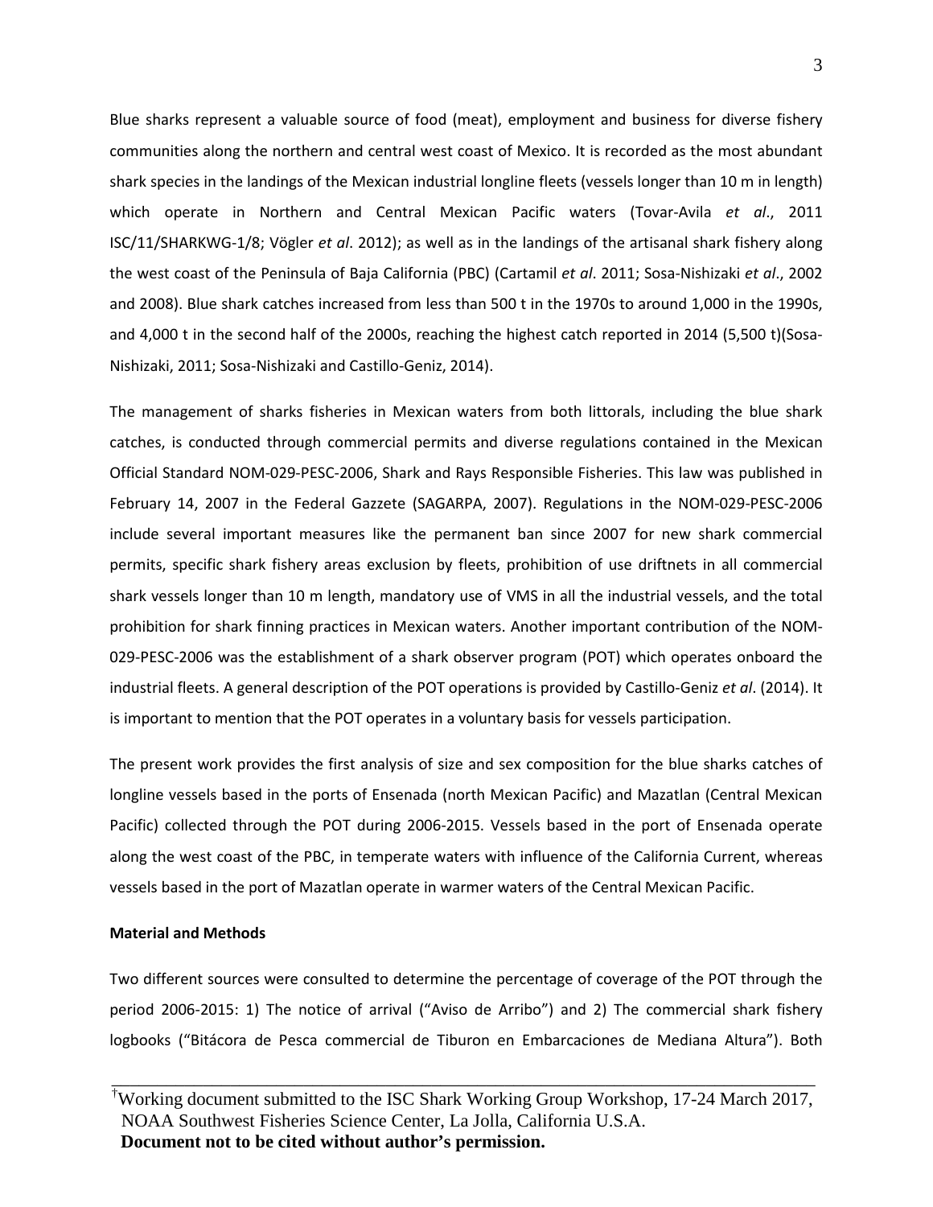Blue sharks represent a valuable source of food (meat), employment and business for diverse fishery communities along the northern and central west coast of Mexico. It is recorded as the most abundant shark species in the landings of the Mexican industrial longline fleets (vessels longer than 10 m in length) which operate in Northern and Central Mexican Pacific waters (Tovar-Avila *et al*., 2011 ISC/11/SHARKWG-1/8; Vögler *et al*. 2012); as well as in the landings of the artisanal shark fishery along the west coast of the Peninsula of Baja California (PBC) (Cartamil *et al*. 2011; Sosa-Nishizaki *et al*., 2002 and 2008). Blue shark catches increased from less than 500 t in the 1970s to around 1,000 in the 1990s, and 4,000 t in the second half of the 2000s, reaching the highest catch reported in 2014 (5,500 t)(Sosa-Nishizaki, 2011; Sosa-Nishizaki and Castillo-Geniz, 2014).

The management of sharks fisheries in Mexican waters from both littorals, including the blue shark catches, is conducted through commercial permits and diverse regulations contained in the Mexican Official Standard NOM-029-PESC-2006, Shark and Rays Responsible Fisheries. This law was published in February 14, 2007 in the Federal Gazzete (SAGARPA, 2007). Regulations in the NOM-029-PESC-2006 include several important measures like the permanent ban since 2007 for new shark commercial permits, specific shark fishery areas exclusion by fleets, prohibition of use driftnets in all commercial shark vessels longer than 10 m length, mandatory use of VMS in all the industrial vessels, and the total prohibition for shark finning practices in Mexican waters. Another important contribution of the NOM-029-PESC-2006 was the establishment of a shark observer program (POT) which operates onboard the industrial fleets. A general description of the POT operations is provided by Castillo-Geniz *et al*. (2014). It is important to mention that the POT operates in a voluntary basis for vessels participation.

The present work provides the first analysis of size and sex composition for the blue sharks catches of longline vessels based in the ports of Ensenada (north Mexican Pacific) and Mazatlan (Central Mexican Pacific) collected through the POT during 2006-2015. Vessels based in the port of Ensenada operate along the west coast of the PBC, in temperate waters with influence of the California Current, whereas vessels based in the port of Mazatlan operate in warmer waters of the Central Mexican Pacific.

**Material and Methods**

Two different sources were consulted to determine the percentage of coverage of the POT through the period 2006-2015: 1) The notice of arrival ("Aviso de Arribo") and 2) The commercial shark fishery logbooks ("Bitácora de Pesca commercial de Tiburon en Embarcaciones de Mediana Altura"). Both

[†]Working document submitted to the ISC Shark Working Group Workshop, 17-24 March 2017, NOAA Southwest Fisheries Science Center, La Jolla, California U.S.A.
**Document not to be cited without author's permission.**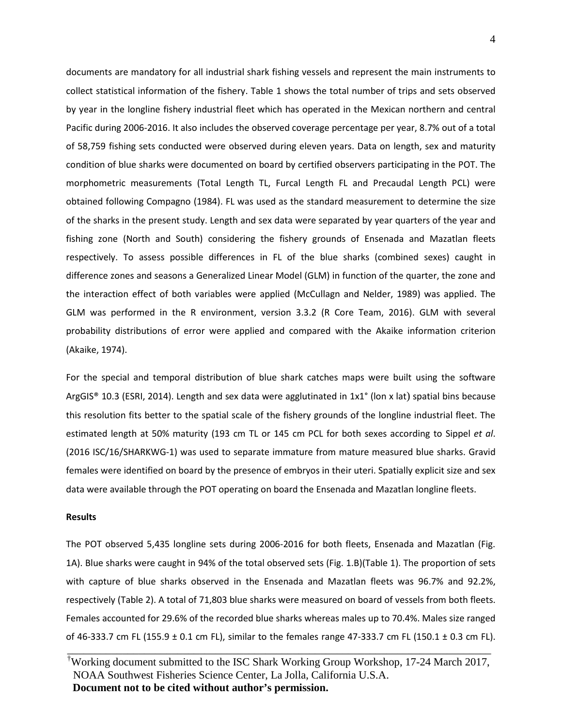documents are mandatory for all industrial shark fishing vessels and represent the main instruments to collect statistical information of the fishery. Table 1 shows the total number of trips and sets observed by year in the longline fishery industrial fleet which has operated in the Mexican northern and central Pacific during 2006-2016. It also includes the observed coverage percentage per year, 8.7% out of a total of 58,759 fishing sets conducted were observed during eleven years. Data on length, sex and maturity condition of blue sharks were documented on board by certified observers participating in the POT. The morphometric measurements (Total Length TL, Furcal Length FL and Precaudal Length PCL) were obtained following Compagno (1984). FL was used as the standard measurement to determine the size of the sharks in the present study. Length and sex data were separated by year quarters of the year and fishing zone (North and South) considering the fishery grounds of Ensenada and Mazatlan fleets respectively. To assess possible differences in FL of the blue sharks (combined sexes) caught in difference zones and seasons a Generalized Linear Model (GLM) in function of the quarter, the zone and the interaction effect of both variables were applied (McCullagn and Nelder, 1989) was applied. The GLM was performed in the R environment, version 3.3.2 (R Core Team, 2016). GLM with several probability distributions of error were applied and compared with the Akaike information criterion (Akaike, 1974).

For the special and temporal distribution of blue shark catches maps were built using the software ArgGIS® 10.3 (ESRI, 2014). Length and sex data were agglutinated in 1x1° (lon x lat) spatial bins because this resolution fits better to the spatial scale of the fishery grounds of the longline industrial fleet. The estimated length at 50% maturity (193 cm TL or 145 cm PCL for both sexes according to Sippel *et al*. (2016 ISC/16/SHARKWG-1) was used to separate immature from mature measured blue sharks. Gravid females were identified on board by the presence of embryos in their uteri. Spatially explicit size and sex data were available through the POT operating on board the Ensenada and Mazatlan longline fleets.

**Results**

The POT observed 5,435 longline sets during 2006-2016 for both fleets, Ensenada and Mazatlan (Fig. 1A). Blue sharks were caught in 94% of the total observed sets (Fig. 1.B)(Table 1). The proportion of sets with capture of blue sharks observed in the Ensenada and Mazatlan fleets was 96.7% and 92.2%, respectively (Table 2). A total of 71,803 blue sharks were measured on board of vessels from both fleets. Females accounted for 29.6% of the recorded blue sharks whereas males up to 70.4%. Males size ranged of 46-333.7 cm FL (155.9 ± 0.1 cm FL), similar to the females range 47-333.7 cm FL (150.1 ± 0.3 cm FL).

---

†Working document submitted to the ISC Shark Working Group Workshop, 17-24 March 2017, NOAA Southwest Fisheries Science Center, La Jolla, California U.S.A.
**Document not to be cited without author's permission.**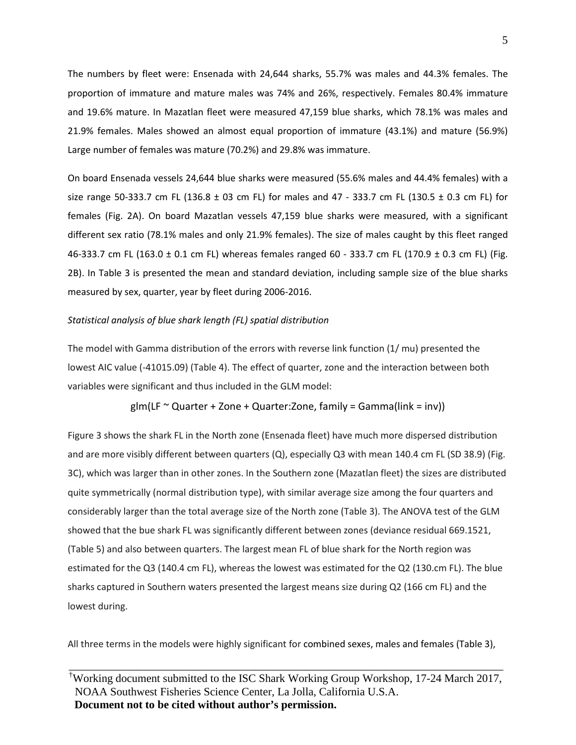The numbers by fleet were: Ensenada with 24,644 sharks, 55.7% was males and 44.3% females. The proportion of immature and mature males was 74% and 26%, respectively. Females 80.4% immature and 19.6% mature. In Mazatlan fleet were measured 47,159 blue sharks, which 78.1% was males and 21.9% females. Males showed an almost equal proportion of immature (43.1%) and mature (56.9%) Large number of females was mature (70.2%) and 29.8% was immature.

On board Ensenada vessels 24,644 blue sharks were measured (55.6% males and 44.4% females) with a size range 50-333.7 cm FL (136.8 ± 03 cm FL) for males and 47 - 333.7 cm FL (130.5 ± 0.3 cm FL) for females (Fig. 2A). On board Mazatlan vessels 47,159 blue sharks were measured, with a significant different sex ratio (78.1% males and only 21.9% females). The size of males caught by this fleet ranged 46-333.7 cm FL (163.0 ± 0.1 cm FL) whereas females ranged 60 - 333.7 cm FL (170.9 ± 0.3 cm FL) (Fig. 2B). In Table 3 is presented the mean and standard deviation, including sample size of the blue sharks measured by sex, quarter, year by fleet during 2006-2016.

*Statistical analysis of blue shark length (FL) spatial distribution*

The model with Gamma distribution of the errors with reverse link function (1/ mu) presented the lowest AIC value (-41015.09) (Table 4). The effect of quarter, zone and the interaction between both variables were significant and thus included in the GLM model:

glm(LF ~ Quarter + Zone + Quarter:Zone, family = Gamma(link = inv))

Figure 3 shows the shark FL in the North zone (Ensenada fleet) have much more dispersed distribution and are more visibly different between quarters (Q), especially Q3 with mean 140.4 cm FL (SD 38.9) (Fig. 3C), which was larger than in other zones. In the Southern zone (Mazatlan fleet) the sizes are distributed quite symmetrically (normal distribution type), with similar average size among the four quarters and considerably larger than the total average size of the North zone (Table 3). The ANOVA test of the GLM showed that the bue shark FL was significantly different between zones (deviance residual 669.1521, (Table 5) and also between quarters. The largest mean FL of blue shark for the North region was estimated for the Q3 (140.4 cm FL), whereas the lowest was estimated for the Q2 (130.cm FL). The blue sharks captured in Southern waters presented the largest means size during Q2 (166 cm FL) and the lowest during.

All three terms in the models were highly significant for combined sexes, males and females (Table 3),

[†]Working document submitted to the ISC Shark Working Group Workshop, 17-24 March 2017, NOAA Southwest Fisheries Science Center, La Jolla, California U.S.A.
**Document not to be cited without author's permission.**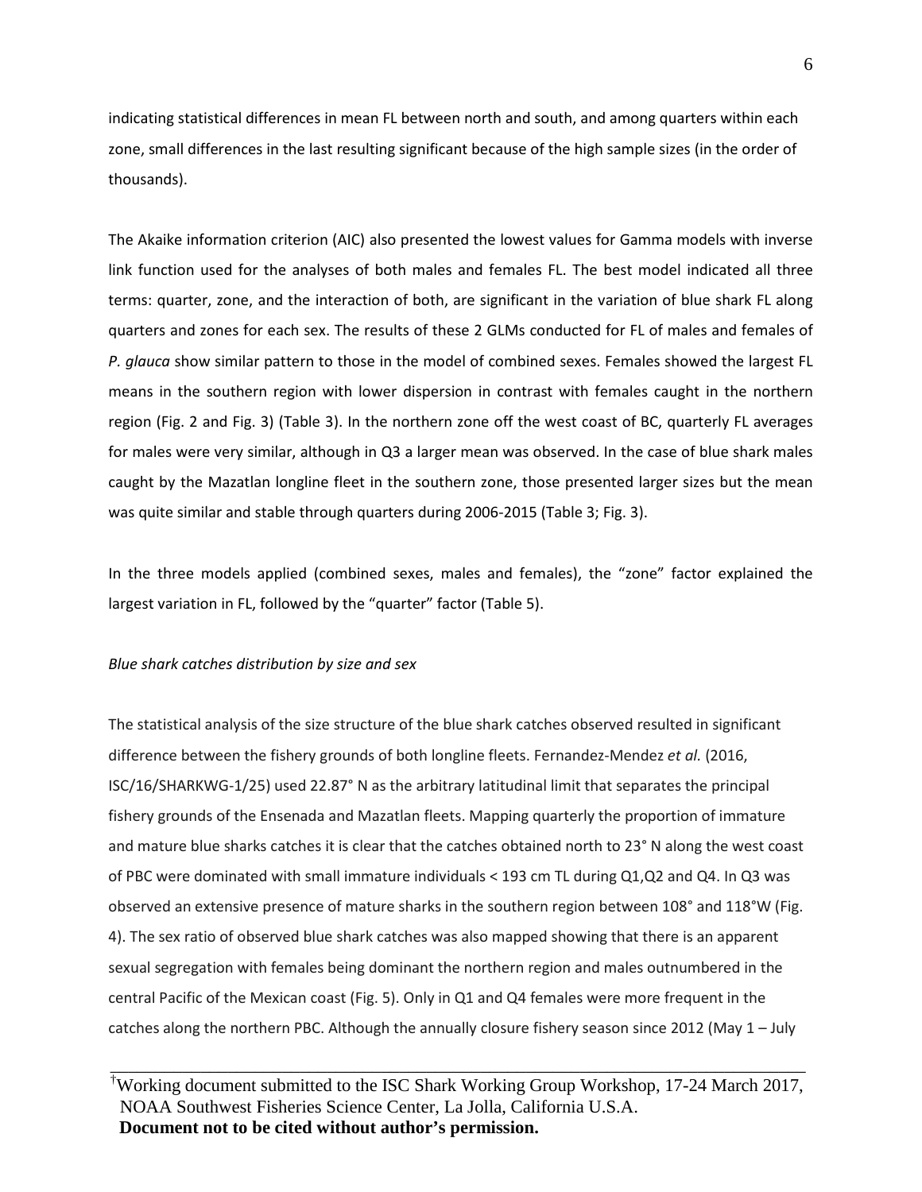indicating statistical differences in mean FL between north and south, and among quarters within each zone, small differences in the last resulting significant because of the high sample sizes (in the order of thousands).

The Akaike information criterion (AIC) also presented the lowest values for Gamma models with inverse link function used for the analyses of both males and females FL. The best model indicated all three terms: quarter, zone, and the interaction of both, are significant in the variation of blue shark FL along quarters and zones for each sex. The results of these 2 GLMs conducted for FL of males and females of *P. glauca* show similar pattern to those in the model of combined sexes. Females showed the largest FL means in the southern region with lower dispersion in contrast with females caught in the northern region (Fig. 2 and Fig. 3) (Table 3). In the northern zone off the west coast of BC, quarterly FL averages for males were very similar, although in Q3 a larger mean was observed. In the case of blue shark males caught by the Mazatlan longline fleet in the southern zone, those presented larger sizes but the mean was quite similar and stable through quarters during 2006-2015 (Table 3; Fig. 3).

In the three models applied (combined sexes, males and females), the "zone" factor explained the largest variation in FL, followed by the "quarter" factor (Table 5).

*Blue shark catches distribution by size and sex*

The statistical analysis of the size structure of the blue shark catches observed resulted in significant difference between the fishery grounds of both longline fleets. Fernandez-Mendez *et al.* (2016, ISC/16/SHARKWG-1/25) used 22.87° N as the arbitrary latitudinal limit that separates the principal fishery grounds of the Ensenada and Mazatlan fleets. Mapping quarterly the proportion of immature and mature blue sharks catches it is clear that the catches obtained north to 23° N along the west coast of PBC were dominated with small immature individuals < 193 cm TL during Q1,Q2 and Q4. In Q3 was observed an extensive presence of mature sharks in the southern region between 108° and 118°W (Fig. 4). The sex ratio of observed blue shark catches was also mapped showing that there is an apparent sexual segregation with females being dominant the northern region and males outnumbered in the central Pacific of the Mexican coast (Fig. 5). Only in Q1 and Q4 females were more frequent in the catches along the northern PBC. Although the annually closure fishery season since 2012 (May 1 – July

[†]Working document submitted to the ISC Shark Working Group Workshop, 17-24 March 2017, NOAA Southwest Fisheries Science Center, La Jolla, California U.S.A.
**Document not to be cited without author's permission.**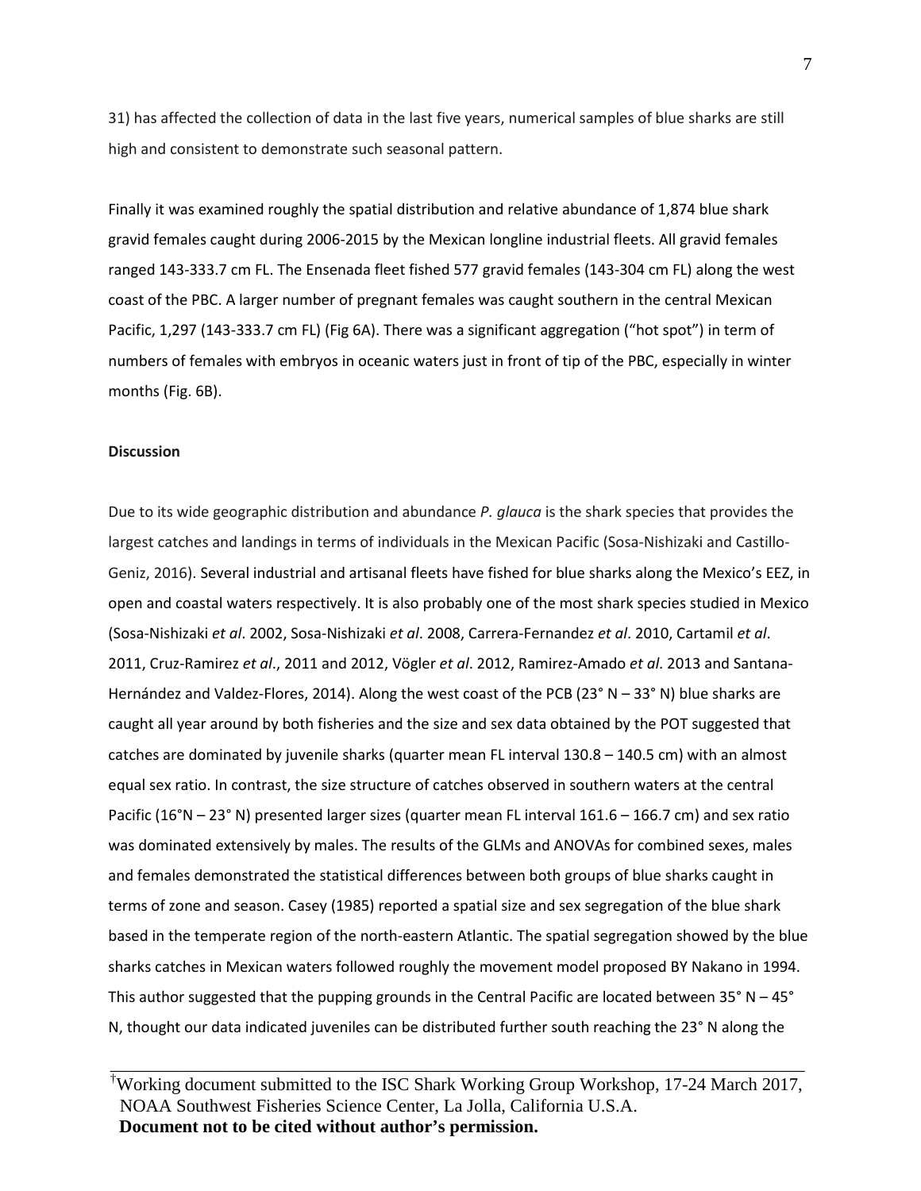31) has affected the collection of data in the last five years, numerical samples of blue sharks are still high and consistent to demonstrate such seasonal pattern.

Finally it was examined roughly the spatial distribution and relative abundance of 1,874 blue shark gravid females caught during 2006-2015 by the Mexican longline industrial fleets. All gravid females ranged 143-333.7 cm FL. The Ensenada fleet fished 577 gravid females (143-304 cm FL) along the west coast of the PBC. A larger number of pregnant females was caught southern in the central Mexican Pacific, 1,297 (143-333.7 cm FL) (Fig 6A). There was a significant aggregation ("hot spot") in term of numbers of females with embryos in oceanic waters just in front of tip of the PBC, especially in winter months (Fig. 6B).

**Discussion**

Due to its wide geographic distribution and abundance *P. glauca* is the shark species that provides the largest catches and landings in terms of individuals in the Mexican Pacific (Sosa-Nishizaki and Castillo-Geniz, 2016). Several industrial and artisanal fleets have fished for blue sharks along the Mexico's EEZ, in open and coastal waters respectively. It is also probably one of the most shark species studied in Mexico (Sosa-Nishizaki *et al*. 2002, Sosa-Nishizaki *et al*. 2008, Carrera-Fernandez *et al*. 2010, Cartamil *et al*. 2011, Cruz-Ramirez *et al*., 2011 and 2012, Vögler *et al*. 2012, Ramirez-Amado *et al*. 2013 and Santana-Hernández and Valdez-Flores, 2014). Along the west coast of the PCB (23° N – 33° N) blue sharks are caught all year around by both fisheries and the size and sex data obtained by the POT suggested that catches are dominated by juvenile sharks (quarter mean FL interval 130.8 – 140.5 cm) with an almost equal sex ratio. In contrast, the size structure of catches observed in southern waters at the central Pacific (16°N – 23° N) presented larger sizes (quarter mean FL interval 161.6 – 166.7 cm) and sex ratio was dominated extensively by males. The results of the GLMs and ANOVAs for combined sexes, males and females demonstrated the statistical differences between both groups of blue sharks caught in terms of zone and season. Casey (1985) reported a spatial size and sex segregation of the blue shark based in the temperate region of the north-eastern Atlantic. The spatial segregation showed by the blue sharks catches in Mexican waters followed roughly the movement model proposed BY Nakano in 1994. This author suggested that the pupping grounds in the Central Pacific are located between 35° N – 45° N, thought our data indicated juveniles can be distributed further south reaching the 23° N along the

[†]Working document submitted to the ISC Shark Working Group Workshop, 17-24 March 2017, NOAA Southwest Fisheries Science Center, La Jolla, California U.S.A.
**Document not to be cited without author's permission.**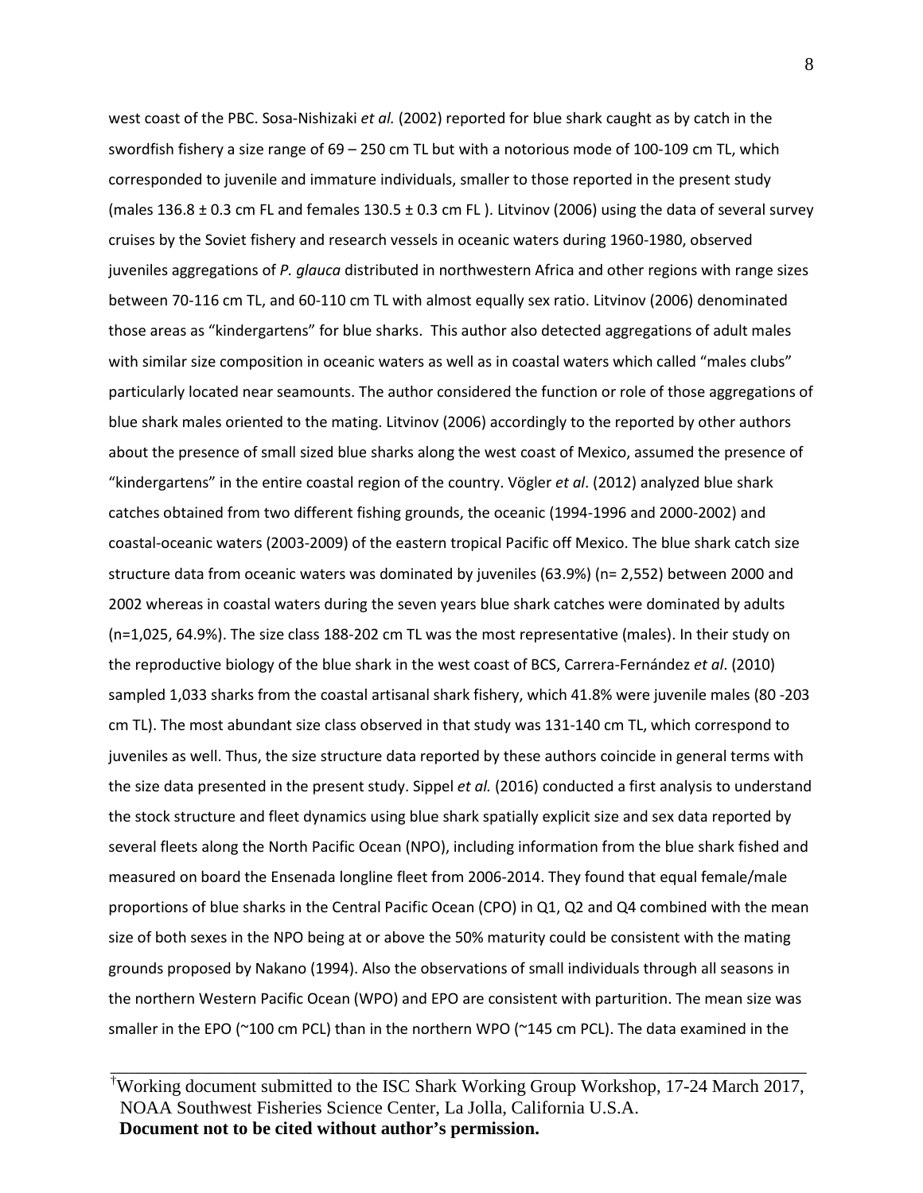west coast of the PBC. Sosa-Nishizaki *et al.* (2002) reported for blue shark caught as by catch in the swordfish fishery a size range of 69 – 250 cm TL but with a notorious mode of 100-109 cm TL, which corresponded to juvenile and immature individuals, smaller to those reported in the present study (males 136.8 ± 0.3 cm FL and females 130.5 ± 0.3 cm FL ). Litvinov (2006) using the data of several survey cruises by the Soviet fishery and research vessels in oceanic waters during 1960-1980, observed juveniles aggregations of *P. glauca* distributed in northwestern Africa and other regions with range sizes between 70-116 cm TL, and 60-110 cm TL with almost equally sex ratio. Litvinov (2006) denominated those areas as "kindergartens" for blue sharks. This author also detected aggregations of adult males with similar size composition in oceanic waters as well as in coastal waters which called "males clubs" particularly located near seamounts. The author considered the function or role of those aggregations of blue shark males oriented to the mating. Litvinov (2006) accordingly to the reported by other authors about the presence of small sized blue sharks along the west coast of Mexico, assumed the presence of "kindergartens" in the entire coastal region of the country. Vögler *et al*. (2012) analyzed blue shark catches obtained from two different fishing grounds, the oceanic (1994-1996 and 2000-2002) and coastal-oceanic waters (2003-2009) of the eastern tropical Pacific off Mexico. The blue shark catch size structure data from oceanic waters was dominated by juveniles (63.9%) (n= 2,552) between 2000 and 2002 whereas in coastal waters during the seven years blue shark catches were dominated by adults (n=1,025, 64.9%). The size class 188-202 cm TL was the most representative (males). In their study on the reproductive biology of the blue shark in the west coast of BCS, Carrera-Fernández *et al*. (2010) sampled 1,033 sharks from the coastal artisanal shark fishery, which 41.8% were juvenile males (80 -203 cm TL). The most abundant size class observed in that study was 131-140 cm TL, which correspond to juveniles as well. Thus, the size structure data reported by these authors coincide in general terms with the size data presented in the present study. Sippel *et al.* (2016) conducted a first analysis to understand the stock structure and fleet dynamics using blue shark spatially explicit size and sex data reported by several fleets along the North Pacific Ocean (NPO), including information from the blue shark fished and measured on board the Ensenada longline fleet from 2006-2014. They found that equal female/male proportions of blue sharks in the Central Pacific Ocean (CPO) in Q1, Q2 and Q4 combined with the mean size of both sexes in the NPO being at or above the 50% maturity could be consistent with the mating grounds proposed by Nakano (1994). Also the observations of small individuals through all seasons in the northern Western Pacific Ocean (WPO) and EPO are consistent with parturition. The mean size was smaller in the EPO (~100 cm PCL) than in the northern WPO (~145 cm PCL). The data examined in the

[†]Working document submitted to the ISC Shark Working Group Workshop, 17-24 March 2017, NOAA Southwest Fisheries Science Center, La Jolla, California U.S.A.
**Document not to be cited without author's permission.**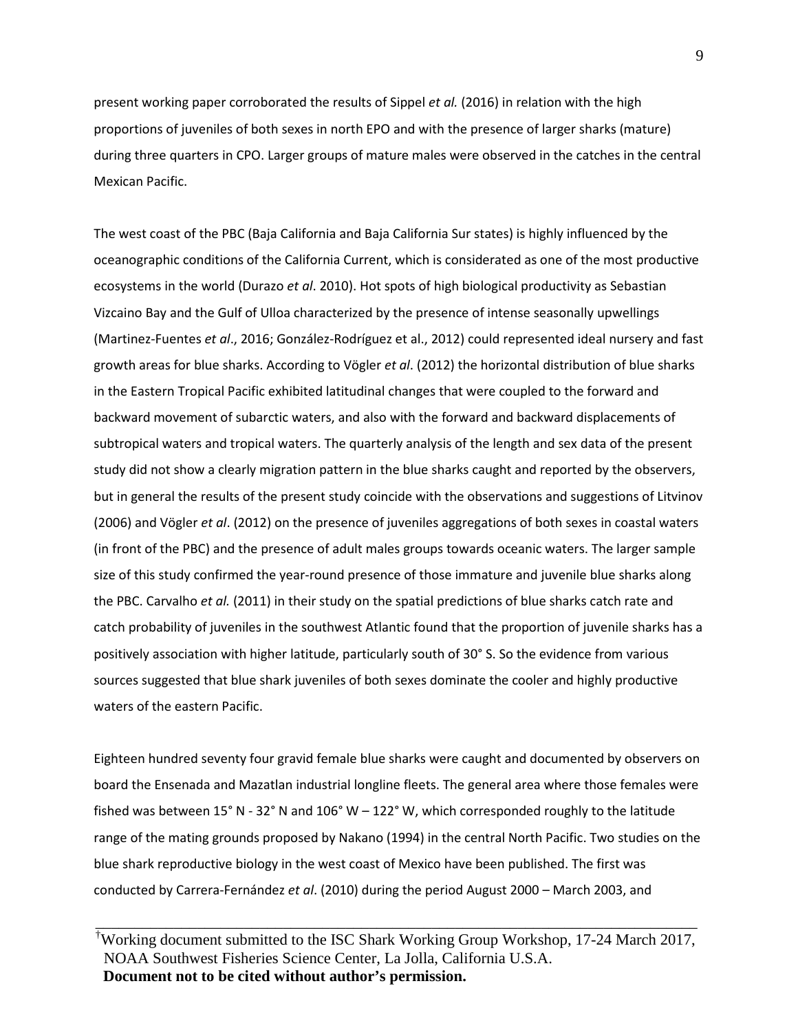present working paper corroborated the results of Sippel *et al.* (2016) in relation with the high proportions of juveniles of both sexes in north EPO and with the presence of larger sharks (mature) during three quarters in CPO. Larger groups of mature males were observed in the catches in the central Mexican Pacific.

The west coast of the PBC (Baja California and Baja California Sur states) is highly influenced by the oceanographic conditions of the California Current, which is considerated as one of the most productive ecosystems in the world (Durazo *et al*. 2010). Hot spots of high biological productivity as Sebastian Vizcaino Bay and the Gulf of Ulloa characterized by the presence of intense seasonally upwellings (Martinez-Fuentes *et al*., 2016; González-Rodríguez et al., 2012) could represented ideal nursery and fast growth areas for blue sharks. According to Vögler *et al*. (2012) the horizontal distribution of blue sharks in the Eastern Tropical Pacific exhibited latitudinal changes that were coupled to the forward and backward movement of subarctic waters, and also with the forward and backward displacements of subtropical waters and tropical waters. The quarterly analysis of the length and sex data of the present study did not show a clearly migration pattern in the blue sharks caught and reported by the observers, but in general the results of the present study coincide with the observations and suggestions of Litvinov (2006) and Vögler *et al*. (2012) on the presence of juveniles aggregations of both sexes in coastal waters (in front of the PBC) and the presence of adult males groups towards oceanic waters. The larger sample size of this study confirmed the year-round presence of those immature and juvenile blue sharks along the PBC. Carvalho *et al.* (2011) in their study on the spatial predictions of blue sharks catch rate and catch probability of juveniles in the southwest Atlantic found that the proportion of juvenile sharks has a positively association with higher latitude, particularly south of 30° S. So the evidence from various sources suggested that blue shark juveniles of both sexes dominate the cooler and highly productive waters of the eastern Pacific.

Eighteen hundred seventy four gravid female blue sharks were caught and documented by observers on board the Ensenada and Mazatlan industrial longline fleets. The general area where those females were fished was between 15° N - 32° N and 106° W – 122° W, which corresponded roughly to the latitude range of the mating grounds proposed by Nakano (1994) in the central North Pacific. Two studies on the blue shark reproductive biology in the west coast of Mexico have been published. The first was conducted by Carrera-Fernández *et al*. (2010) during the period August 2000 – March 2003, and

[†]Working document submitted to the ISC Shark Working Group Workshop, 17-24 March 2017, NOAA Southwest Fisheries Science Center, La Jolla, California U.S.A.
**Document not to be cited without author's permission.**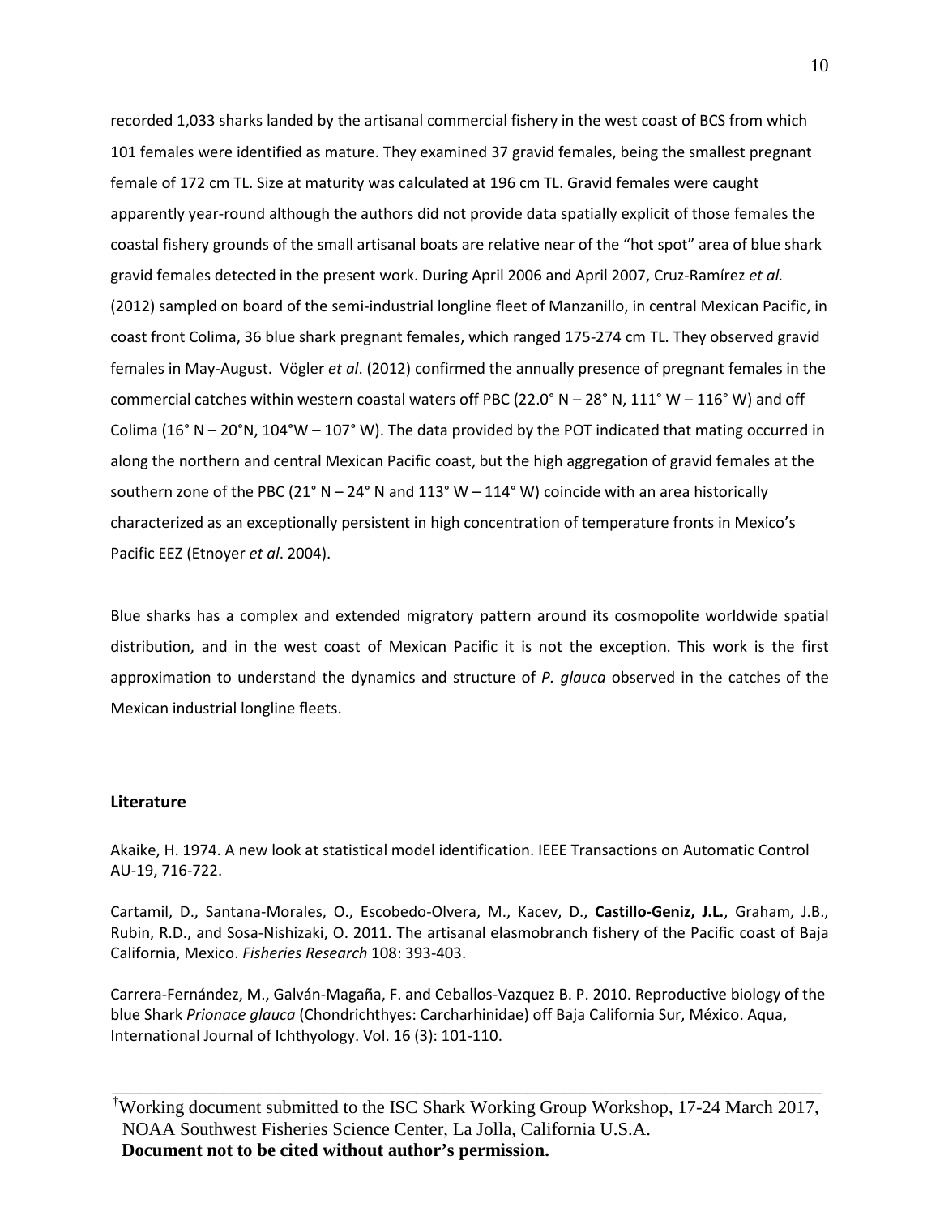recorded 1,033 sharks landed by the artisanal commercial fishery in the west coast of BCS from which 101 females were identified as mature. They examined 37 gravid females, being the smallest pregnant female of 172 cm TL. Size at maturity was calculated at 196 cm TL. Gravid females were caught apparently year-round although the authors did not provide data spatially explicit of those females the coastal fishery grounds of the small artisanal boats are relative near of the "hot spot" area of blue shark gravid females detected in the present work. During April 2006 and April 2007, Cruz-Ramírez *et al.* (2012) sampled on board of the semi-industrial longline fleet of Manzanillo, in central Mexican Pacific, in coast front Colima, 36 blue shark pregnant females, which ranged 175-274 cm TL. They observed gravid females in May-August. Vögler *et al*. (2012) confirmed the annually presence of pregnant females in the commercial catches within western coastal waters off PBC (22.0° N – 28° N, 111° W – 116° W) and off Colima (16° N – 20°N, 104°W – 107° W). The data provided by the POT indicated that mating occurred in along the northern and central Mexican Pacific coast, but the high aggregation of gravid females at the southern zone of the PBC (21° N – 24° N and 113° W – 114° W) coincide with an area historically characterized as an exceptionally persistent in high concentration of temperature fronts in Mexico's Pacific EEZ (Etnoyer *et al*. 2004).

Blue sharks has a complex and extended migratory pattern around its cosmopolite worldwide spatial distribution, and in the west coast of Mexican Pacific it is not the exception. This work is the first approximation to understand the dynamics and structure of *P. glauca* observed in the catches of the Mexican industrial longline fleets.

## Literature

Akaike, H. 1974. A new look at statistical model identification. IEEE Transactions on Automatic Control AU-19, 716-722.

Cartamil, D., Santana-Morales, O., Escobedo-Olvera, M., Kacev, D., **Castillo-Geniz, J.L.**, Graham, J.B., Rubin, R.D., and Sosa-Nishizaki, O. 2011. The artisanal elasmobranch fishery of the Pacific coast of Baja California, Mexico. *Fisheries Research* 108: 393-403.

Carrera-Fernández, M., Galván-Magaña, F. and Ceballos-Vazquez B. P. 2010. Reproductive biology of the blue Shark *Prionace glauca* (Chondrichthyes: Carcharhinidae) off Baja California Sur, México. Aqua, International Journal of Ichthyology. Vol. 16 (3): 101-110.

†Working document submitted to the ISC Shark Working Group Workshop, 17-24 March 2017, NOAA Southwest Fisheries Science Center, La Jolla, California U.S.A.
**Document not to be cited without author's permission.**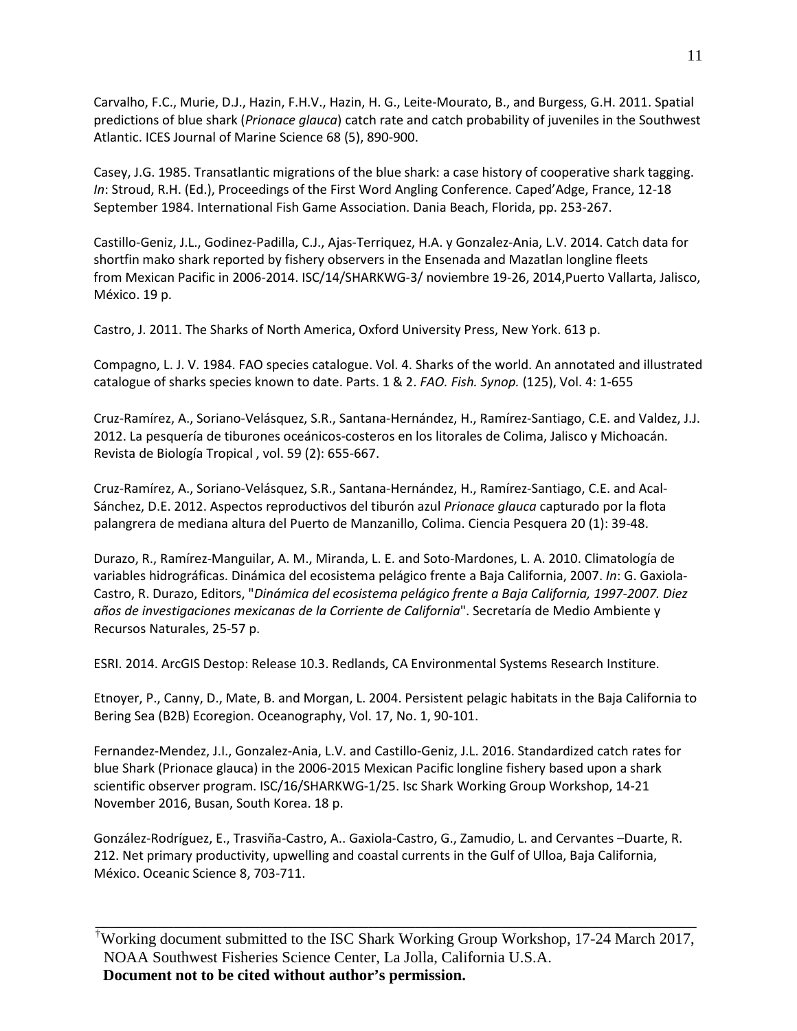Carvalho, F.C., Murie, D.J., Hazin, F.H.V., Hazin, H. G., Leite-Mourato, B., and Burgess, G.H. 2011. Spatial predictions of blue shark (*Prionace glauca*) catch rate and catch probability of juveniles in the Southwest Atlantic. ICES Journal of Marine Science 68 (5), 890-900.

Casey, J.G. 1985. Transatlantic migrations of the blue shark: a case history of cooperative shark tagging. *In*: Stroud, R.H. (Ed.), Proceedings of the First Word Angling Conference. Caped'Adge, France, 12-18 September 1984. International Fish Game Association. Dania Beach, Florida, pp. 253-267.

Castillo-Geniz, J.L., Godinez-Padilla, C.J., Ajas-Terriquez, H.A. y Gonzalez-Ania, L.V. 2014. Catch data for shortfin mako shark reported by fishery observers in the Ensenada and Mazatlan longline fleets from Mexican Pacific in 2006-2014. ISC/14/SHARKWG-3/ noviembre 19-26, 2014,Puerto Vallarta, Jalisco, México. 19 p.

Castro, J. 2011. The Sharks of North America, Oxford University Press, New York. 613 p.

Compagno, L. J. V. 1984. FAO species catalogue. Vol. 4. Sharks of the world. An annotated and illustrated catalogue of sharks species known to date. Parts. 1 & 2. *FAO. Fish. Synop.* (125), Vol. 4: 1-655

Cruz-Ramírez, A., Soriano-Velásquez, S.R., Santana-Hernández, H., Ramírez-Santiago, C.E. and Valdez, J.J. 2012. La pesquería de tiburones oceánicos-costeros en los litorales de Colima, Jalisco y Michoacán. Revista de Biología Tropical , vol. 59 (2): 655-667.

Cruz-Ramírez, A., Soriano-Velásquez, S.R., Santana-Hernández, H., Ramírez-Santiago, C.E. and Acal-Sánchez, D.E. 2012. Aspectos reproductivos del tiburón azul *Prionace glauca* capturado por la flota palangrera de mediana altura del Puerto de Manzanillo, Colima. Ciencia Pesquera 20 (1): 39-48.

Durazo, R., Ramírez-Manguilar, A. M., Miranda, L. E. and Soto-Mardones, L. A. 2010. Climatología de variables hidrográficas. Dinámica del ecosistema pelágico frente a Baja California, 2007. *In*: G. Gaxiola-Castro, R. Durazo, Editors, "*Dinámica del ecosistema pelágico frente a Baja California, 1997-2007. Diez años de investigaciones mexicanas de la Corriente de California*". Secretaría de Medio Ambiente y Recursos Naturales, 25-57 p.

ESRI. 2014. ArcGIS Destop: Release 10.3. Redlands, CA Environmental Systems Research Institure.

Etnoyer, P., Canny, D., Mate, B. and Morgan, L. 2004. Persistent pelagic habitats in the Baja California to Bering Sea (B2B) Ecoregion. Oceanography, Vol. 17, No. 1, 90-101.

Fernandez-Mendez, J.I., Gonzalez-Ania, L.V. and Castillo-Geniz, J.L. 2016. Standardized catch rates for blue Shark (Prionace glauca) in the 2006-2015 Mexican Pacific longline fishery based upon a shark scientific observer program. ISC/16/SHARKWG-1/25. Isc Shark Working Group Workshop, 14-21 November 2016, Busan, South Korea. 18 p.

González-Rodríguez, E., Trasviña-Castro, A.. Gaxiola-Castro, G., Zamudio, L. and Cervantes –Duarte, R. 212. Net primary productivity, upwelling and coastal currents in the Gulf of Ulloa, Baja California, México. Oceanic Science 8, 703-711.

---

†Working document submitted to the ISC Shark Working Group Workshop, 17-24 March 2017, NOAA Southwest Fisheries Science Center, La Jolla, California U.S.A.
**Document not to be cited without author's permission.**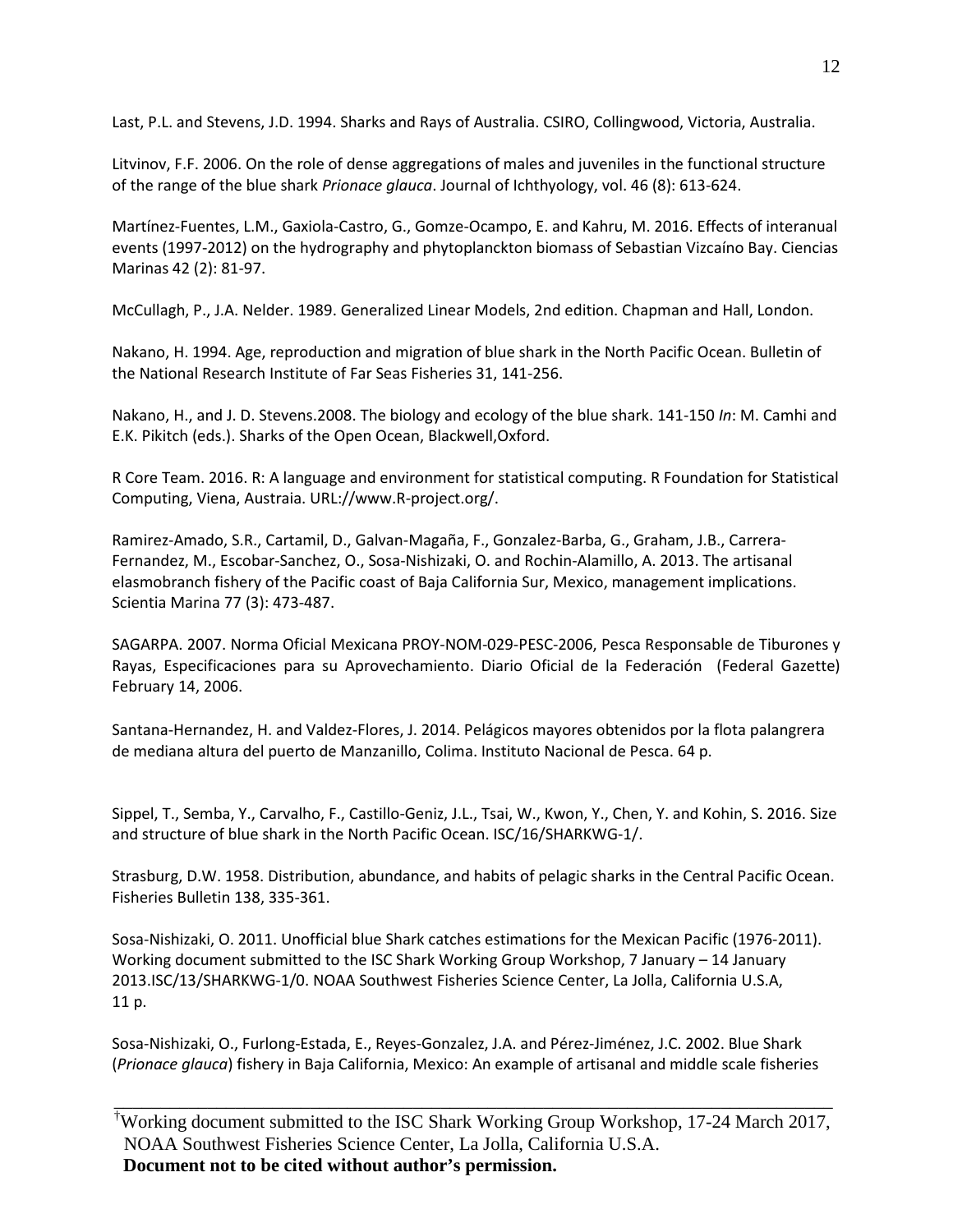Last, P.L. and Stevens, J.D. 1994. Sharks and Rays of Australia. CSIRO, Collingwood, Victoria, Australia.

Litvinov, F.F. 2006. On the role of dense aggregations of males and juveniles in the functional structure of the range of the blue shark *Prionace glauca*. Journal of Ichthyology, vol. 46 (8): 613-624.

Martínez-Fuentes, L.M., Gaxiola-Castro, G., Gomze-Ocampo, E. and Kahru, M. 2016. Effects of interanual events (1997-2012) on the hydrography and phytoplanckton biomass of Sebastian Vizcaíno Bay. Ciencias Marinas 42 (2): 81-97.

McCullagh, P., J.A. Nelder. 1989. Generalized Linear Models, 2nd edition. Chapman and Hall, London.

Nakano, H. 1994. Age, reproduction and migration of blue shark in the North Pacific Ocean. Bulletin of the National Research Institute of Far Seas Fisheries 31, 141-256.

Nakano, H., and J. D. Stevens.2008. The biology and ecology of the blue shark. 141-150 *In*: M. Camhi and E.K. Pikitch (eds.). Sharks of the Open Ocean, Blackwell,Oxford.

R Core Team. 2016. R: A language and environment for statistical computing. R Foundation for Statistical Computing, Viena, Austraia. URL://www.R-project.org/.

Ramirez-Amado, S.R., Cartamil, D., Galvan-Magaña, F., Gonzalez-Barba, G., Graham, J.B., Carrera-Fernandez, M., Escobar-Sanchez, O., Sosa-Nishizaki, O. and Rochin-Alamillo, A. 2013. The artisanal elasmobranch fishery of the Pacific coast of Baja California Sur, Mexico, management implications. Scientia Marina 77 (3): 473-487.

SAGARPA. 2007. Norma Oficial Mexicana PROY-NOM-029-PESC-2006, Pesca Responsable de Tiburones y Rayas, Especificaciones para su Aprovechamiento. Diario Oficial de la Federación (Federal Gazette) February 14, 2006.

Santana-Hernandez, H. and Valdez-Flores, J. 2014. Pelágicos mayores obtenidos por la flota palangrera de mediana altura del puerto de Manzanillo, Colima. Instituto Nacional de Pesca. 64 p.

Sippel, T., Semba, Y., Carvalho, F., Castillo-Geniz, J.L., Tsai, W., Kwon, Y., Chen, Y. and Kohin, S. 2016. Size and structure of blue shark in the North Pacific Ocean. ISC/16/SHARKWG-1/.

Strasburg, D.W. 1958. Distribution, abundance, and habits of pelagic sharks in the Central Pacific Ocean. Fisheries Bulletin 138, 335-361.

Sosa-Nishizaki, O. 2011. Unofficial blue Shark catches estimations for the Mexican Pacific (1976-2011). Working document submitted to the ISC Shark Working Group Workshop, 7 January – 14 January 2013.ISC/13/SHARKWG-1/0. NOAA Southwest Fisheries Science Center, La Jolla, California U.S.A, 11 p.

Sosa-Nishizaki, O., Furlong-Estada, E., Reyes-Gonzalez, J.A. and Pérez-Jiménez, J.C. 2002. Blue Shark (*Prionace glauca*) fishery in Baja California, Mexico: An example of artisanal and middle scale fisheries

---

[†]Working document submitted to the ISC Shark Working Group Workshop, 17-24 March 2017, NOAA Southwest Fisheries Science Center, La Jolla, California U.S.A.
**Document not to be cited without author's permission.**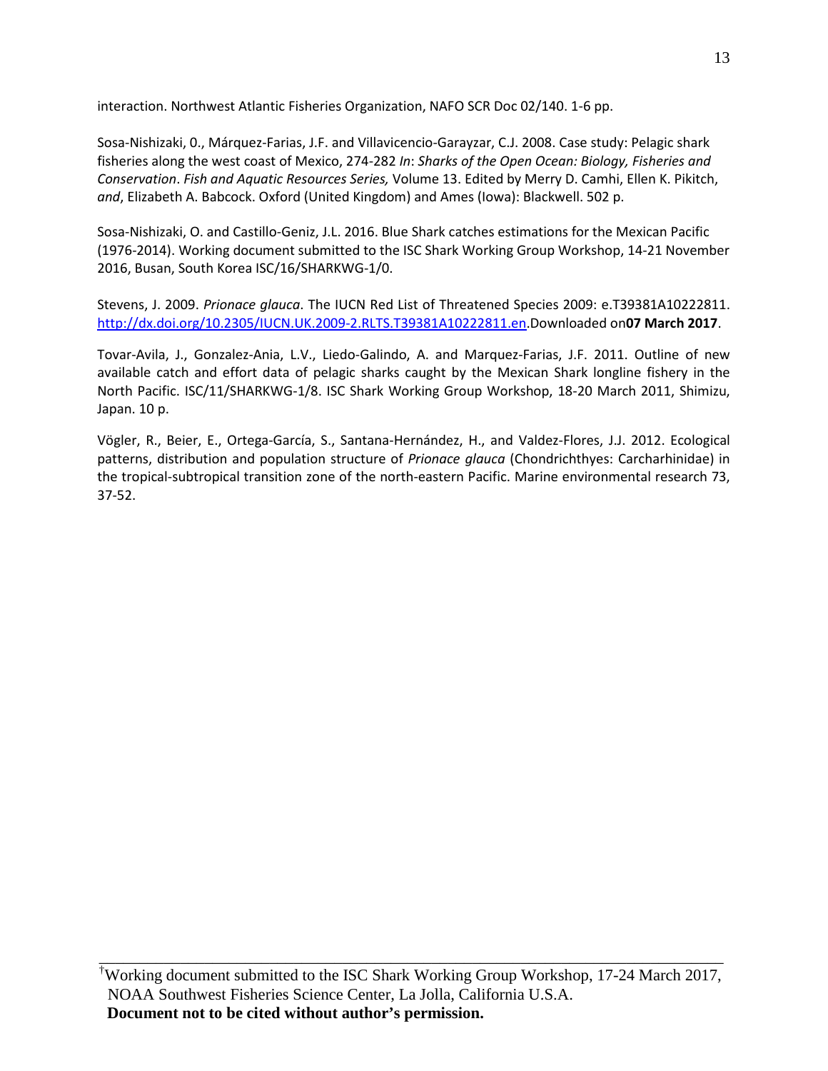interaction. Northwest Atlantic Fisheries Organization, NAFO SCR Doc 02/140. 1-6 pp.

Sosa-Nishizaki, 0., Márquez-Farias, J.F. and Villavicencio-Garayzar, C.J. 2008. Case study: Pelagic shark fisheries along the west coast of Mexico, 274-282 *In*: *Sharks of the Open Ocean: Biology, Fisheries and Conservation*. *Fish and Aquatic Resources Series,* Volume 13. Edited by Merry D. Camhi, Ellen K. Pikitch, *and*, Elizabeth A. Babcock. Oxford (United Kingdom) and Ames (Iowa): Blackwell. 502 p.

Sosa-Nishizaki, O. and Castillo-Geniz, J.L. 2016. Blue Shark catches estimations for the Mexican Pacific (1976-2014). Working document submitted to the ISC Shark Working Group Workshop, 14-21 November 2016, Busan, South Korea ISC/16/SHARKWG-1/0.

Stevens, J. 2009. *Prionace glauca*. The IUCN Red List of Threatened Species 2009: e.T39381A10222811. http://dx.doi.org/10.2305/IUCN.UK.2009-2.RLTS.T39381A10222811.en.Downloaded on**07 March 2017**.

Tovar-Avila, J., Gonzalez-Ania, L.V., Liedo-Galindo, A. and Marquez-Farias, J.F. 2011. Outline of new available catch and effort data of pelagic sharks caught by the Mexican Shark longline fishery in the North Pacific. ISC/11/SHARKWG-1/8. ISC Shark Working Group Workshop, 18-20 March 2011, Shimizu, Japan. 10 p.

Vögler, R., Beier, E., Ortega-García, S., Santana-Hernández, H., and Valdez-Flores, J.J. 2012. Ecological patterns, distribution and population structure of *Prionace glauca* (Chondrichthyes: Carcharhinidae) in the tropical-subtropical transition zone of the north-eastern Pacific. Marine environmental research 73, 37-52.

[†]Working document submitted to the ISC Shark Working Group Workshop, 17-24 March 2017, NOAA Southwest Fisheries Science Center, La Jolla, California U.S.A.
**Document not to be cited without author's permission.**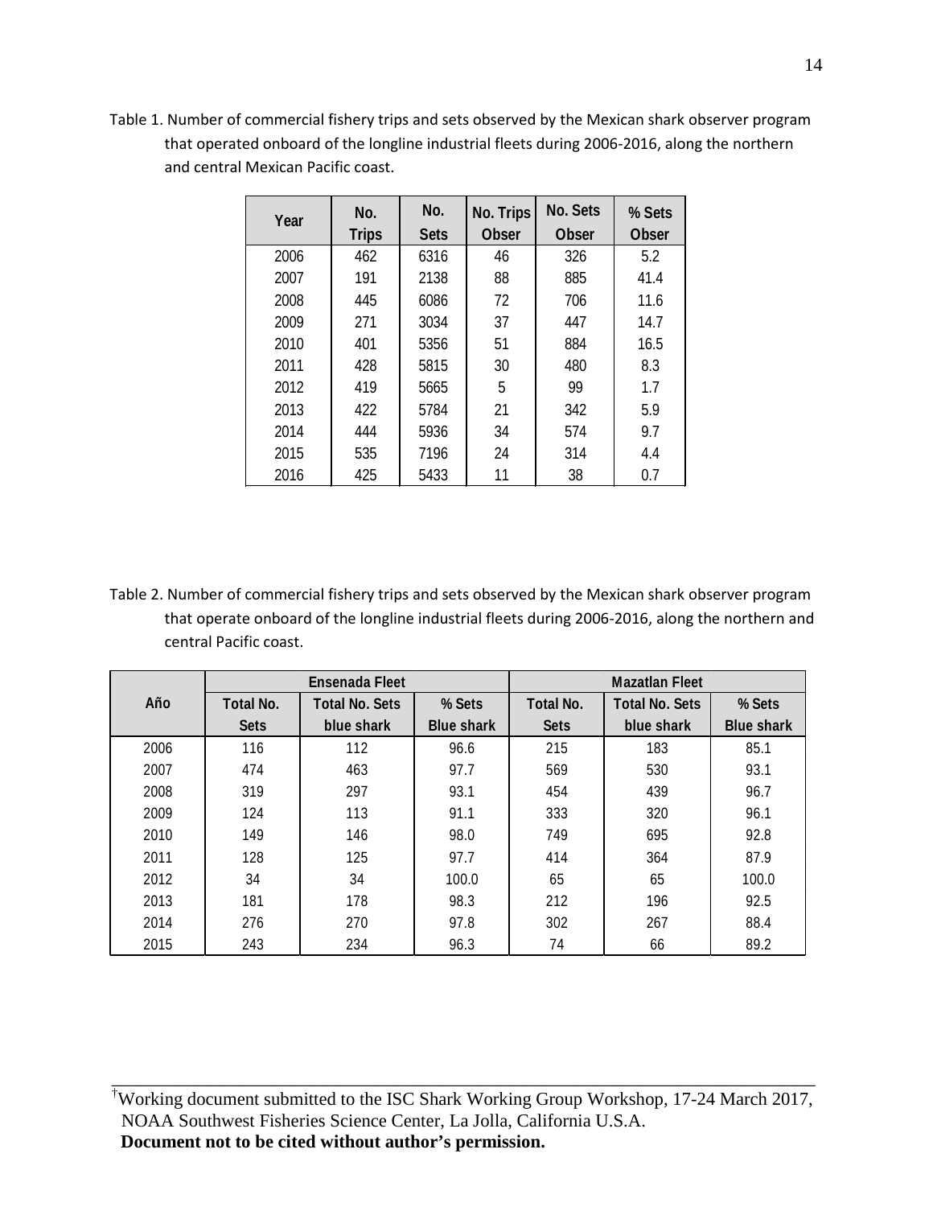Table 1. Number of commercial fishery trips and sets observed by the Mexican shark observer program that operated onboard of the longline industrial fleets during 2006-2016, along the northern and central Mexican Pacific coast.

| Year | No. Trips | No. Sets | No. Trips Obser | No. Sets Obser | % Sets Obser |
|---|---|---|---|---|---|
| 2006 | 462 | 6316 | 46 | 326 | 5.2 |
| 2007 | 191 | 2138 | 88 | 885 | 41.4 |
| 2008 | 445 | 6086 | 72 | 706 | 11.6 |
| 2009 | 271 | 3034 | 37 | 447 | 14.7 |
| 2010 | 401 | 5356 | 51 | 884 | 16.5 |
| 2011 | 428 | 5815 | 30 | 480 | 8.3 |
| 2012 | 419 | 5665 | 5 | 99 | 1.7 |
| 2013 | 422 | 5784 | 21 | 342 | 5.9 |
| 2014 | 444 | 5936 | 34 | 574 | 9.7 |
| 2015 | 535 | 7196 | 24 | 314 | 4.4 |
| 2016 | 425 | 5433 | 11 | 38 | 0.7 |

Table 2. Number of commercial fishery trips and sets observed by the Mexican shark observer program that operate onboard of the longline industrial fleets during 2006-2016, along the northern and central Pacific coast.

| Año | Ensenada Fleet | | | Mazatlan Fleet | | |
|---|---|---|---|---|---|---|
| | Total No. Sets | Total No. Sets blue shark | % Sets Blue shark | Total No. Sets | Total No. Sets blue shark | % Sets Blue shark |
| 2006 | 116 | 112 | 96.6 | 215 | 183 | 85.1 |
| 2007 | 474 | 463 | 97.7 | 569 | 530 | 93.1 |
| 2008 | 319 | 297 | 93.1 | 454 | 439 | 96.7 |
| 2009 | 124 | 113 | 91.1 | 333 | 320 | 96.1 |
| 2010 | 149 | 146 | 98.0 | 749 | 695 | 92.8 |
| 2011 | 128 | 125 | 97.7 | 414 | 364 | 87.9 |
| 2012 | 34 | 34 | 100.0 | 65 | 65 | 100.0 |
| 2013 | 181 | 178 | 98.3 | 212 | 196 | 92.5 |
| 2014 | 276 | 270 | 97.8 | 302 | 267 | 88.4 |
| 2015 | 243 | 234 | 96.3 | 74 | 66 | 89.2 |

[†]Working document submitted to the ISC Shark Working Group Workshop, 17-24 March 2017, NOAA Southwest Fisheries Science Center, La Jolla, California U.S.A.
**Document not to be cited without author's permission.**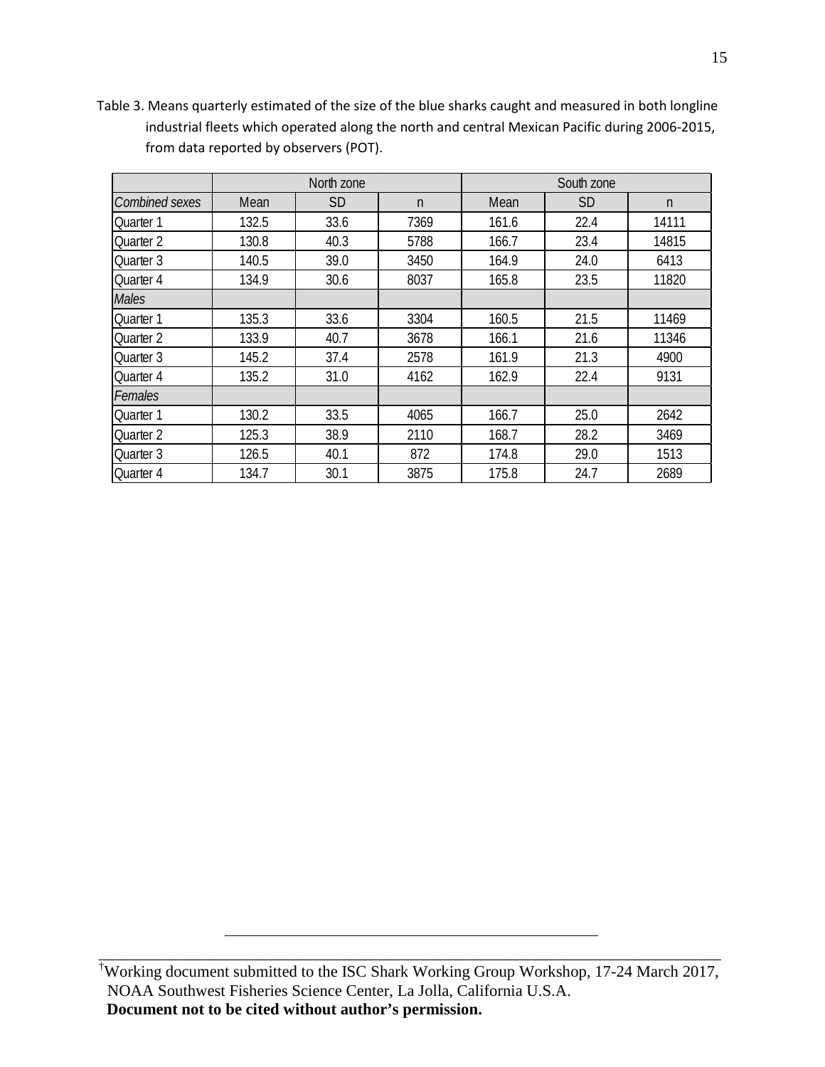Table 3. Means quarterly estimated of the size of the blue sharks caught and measured in both longline industrial fleets which operated along the north and central Mexican Pacific during 2006-2015, from data reported by observers (POT).

| | North zone | | | South zone | | |
|---|---|---|---|---|---|---|
| *Combined sexes* | Mean | SD | n | Mean | SD | n |
| Quarter 1 | 132.5 | 33.6 | 7369 | 161.6 | 22.4 | 14111 |
| Quarter 2 | 130.8 | 40.3 | 5788 | 166.7 | 23.4 | 14815 |
| Quarter 3 | 140.5 | 39.0 | 3450 | 164.9 | 24.0 | 6413 |
| Quarter 4 | 134.9 | 30.6 | 8037 | 165.8 | 23.5 | 11820 |
| *Males* | | | | | | |
| Quarter 1 | 135.3 | 33.6 | 3304 | 160.5 | 21.5 | 11469 |
| Quarter 2 | 133.9 | 40.7 | 3678 | 166.1 | 21.6 | 11346 |
| Quarter 3 | 145.2 | 37.4 | 2578 | 161.9 | 21.3 | 4900 |
| Quarter 4 | 135.2 | 31.0 | 4162 | 162.9 | 22.4 | 9131 |
| *Females* | | | | | | |
| Quarter 1 | 130.2 | 33.5 | 4065 | 166.7 | 25.0 | 2642 |
| Quarter 2 | 125.3 | 38.9 | 2110 | 168.7 | 28.2 | 3469 |
| Quarter 3 | 126.5 | 40.1 | 872 | 174.8 | 29.0 | 1513 |
| Quarter 4 | 134.7 | 30.1 | 3875 | 175.8 | 24.7 | 2689 |

[†]Working document submitted to the ISC Shark Working Group Workshop, 17-24 March 2017, NOAA Southwest Fisheries Science Center, La Jolla, California U.S.A.
**Document not to be cited without author's permission.**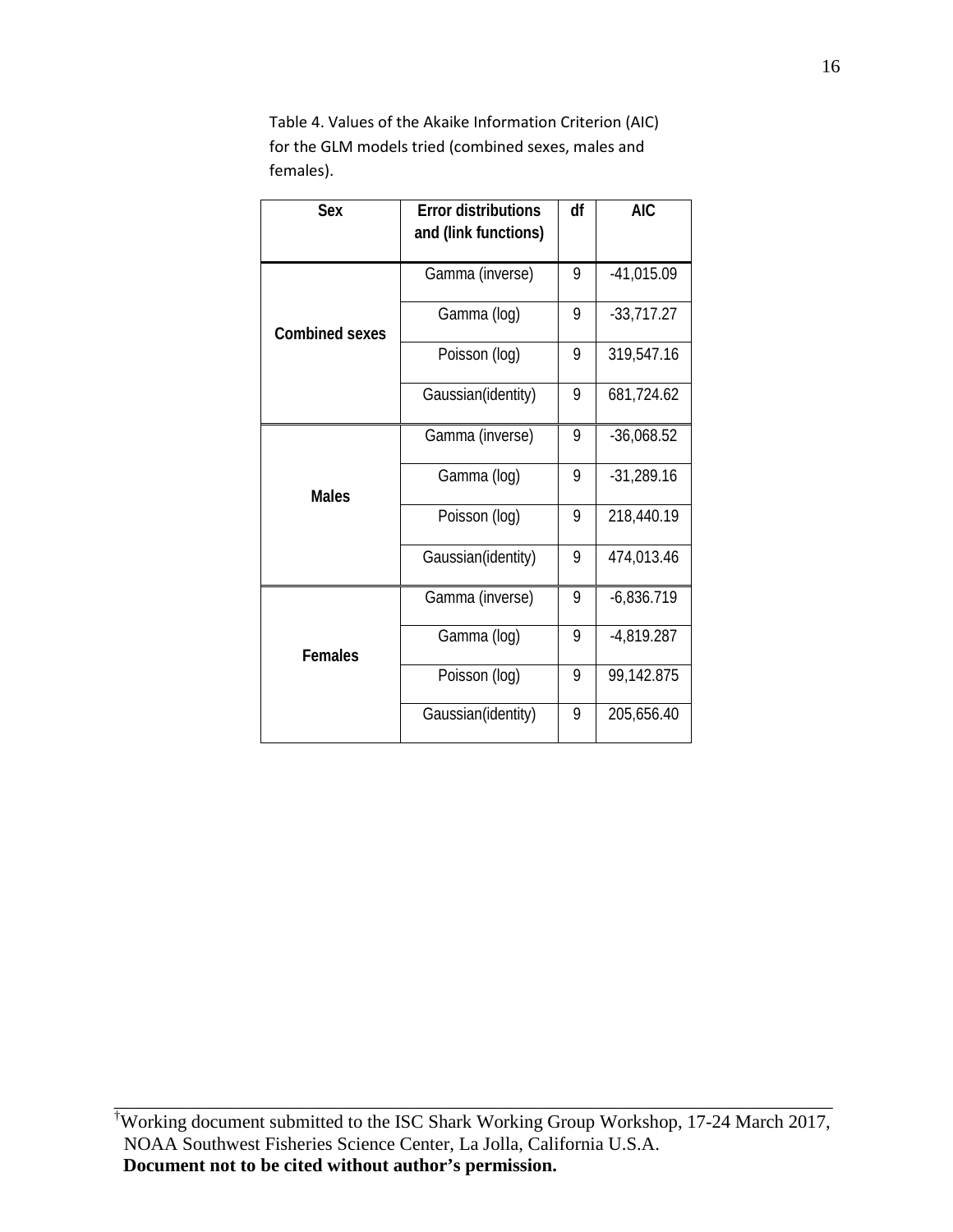Table 4. Values of the Akaike Information Criterion (AIC) for the GLM models tried (combined sexes, males and females).

| Sex | Error distributions and (link functions) | df | AIC |
|---|---|---|---|
| Combined sexes | Gamma (inverse) | 9 | -41,015.09 |
| | Gamma (log) | 9 | -33,717.27 |
| | Poisson (log) | 9 | 319,547.16 |
| | Gaussian(identity) | 9 | 681,724.62 |
| Males | Gamma (inverse) | 9 | -36,068.52 |
| | Gamma (log) | 9 | -31,289.16 |
| | Poisson (log) | 9 | 218,440.19 |
| | Gaussian(identity) | 9 | 474,013.46 |
| Females | Gamma (inverse) | 9 | -6,836.719 |
| | Gamma (log) | 9 | -4,819.287 |
| | Poisson (log) | 9 | 99,142.875 |
| | Gaussian(identity) | 9 | 205,656.40 |

[†]Working document submitted to the ISC Shark Working Group Workshop, 17-24 March 2017, NOAA Southwest Fisheries Science Center, La Jolla, California U.S.A.
**Document not to be cited without author's permission.**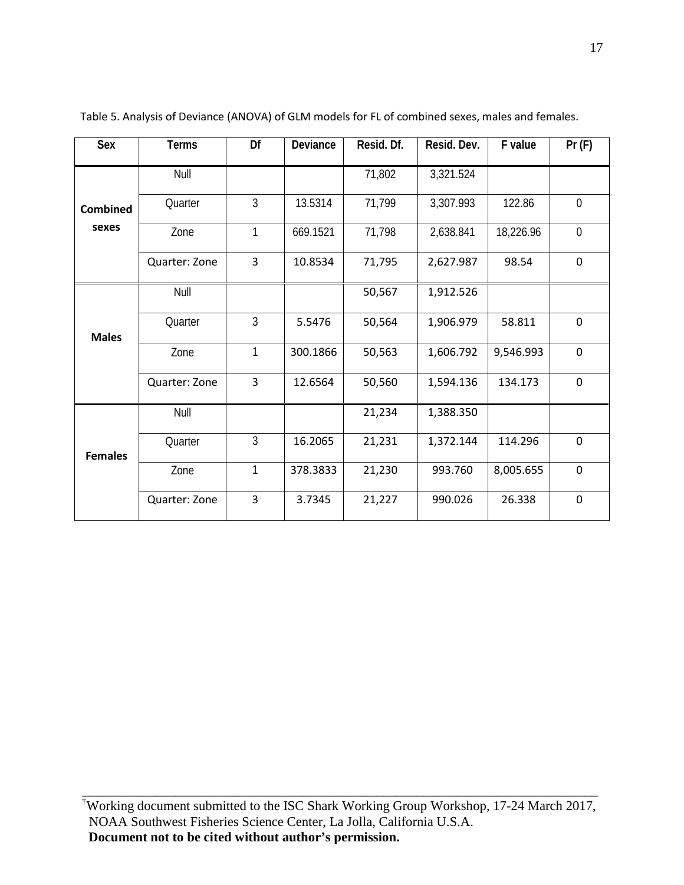Table 5. Analysis of Deviance (ANOVA) of GLM models for FL of combined sexes, males and females.

| Sex | Terms | Df | Deviance | Resid. Df. | Resid. Dev. | F value | Pr (F) |
|---|---|---|---|---|---|---|---|
| **Combined sexes** | Null | | | 71,802 | 3,321.524 | | |
| | Quarter | 3 | 13.5314 | 71,799 | 3,307.993 | 122.86 | 0 |
| | Zone | 1 | 669.1521 | 71,798 | 2,638.841 | 18,226.96 | 0 |
| | Quarter: Zone | 3 | 10.8534 | 71,795 | 2,627.987 | 98.54 | 0 |
| **Males** | Null | | | 50,567 | 1,912.526 | | |
| | Quarter | 3 | 5.5476 | 50,564 | 1,906.979 | 58.811 | 0 |
| | Zone | 1 | 300.1866 | 50,563 | 1,606.792 | 9,546.993 | 0 |
| | Quarter: Zone | 3 | 12.6564 | 50,560 | 1,594.136 | 134.173 | 0 |
| **Females** | Null | | | 21,234 | 1,388.350 | | |
| | Quarter | 3 | 16.2065 | 21,231 | 1,372.144 | 114.296 | 0 |
| | Zone | 1 | 378.3833 | 21,230 | 993.760 | 8,005.655 | 0 |
| | Quarter: Zone | 3 | 3.7345 | 21,227 | 990.026 | 26.338 | 0 |

[†]Working document submitted to the ISC Shark Working Group Workshop, 17-24 March 2017, NOAA Southwest Fisheries Science Center, La Jolla, California U.S.A.
**Document not to be cited without author's permission.**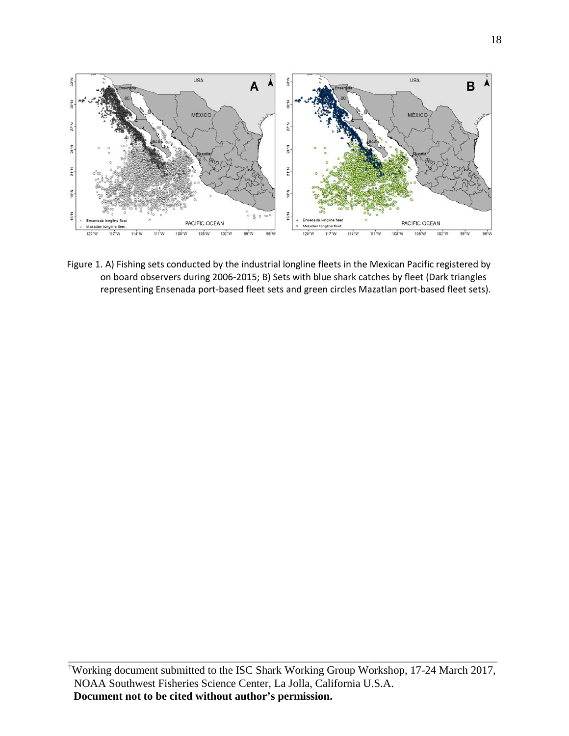Figure 1. A) Fishing sets conducted by the industrial longline fleets in the Mexican Pacific registered by on board observers during 2006-2015; B) Sets with blue shark catches by fleet (Dark triangles representing Ensenada port-based fleet sets and green circles Mazatlan port-based fleet sets).

---

†Working document submitted to the ISC Shark Working Group Workshop, 17-24 March 2017, NOAA Southwest Fisheries Science Center, La Jolla, California U.S.A.
**Document not to be cited without author's permission.**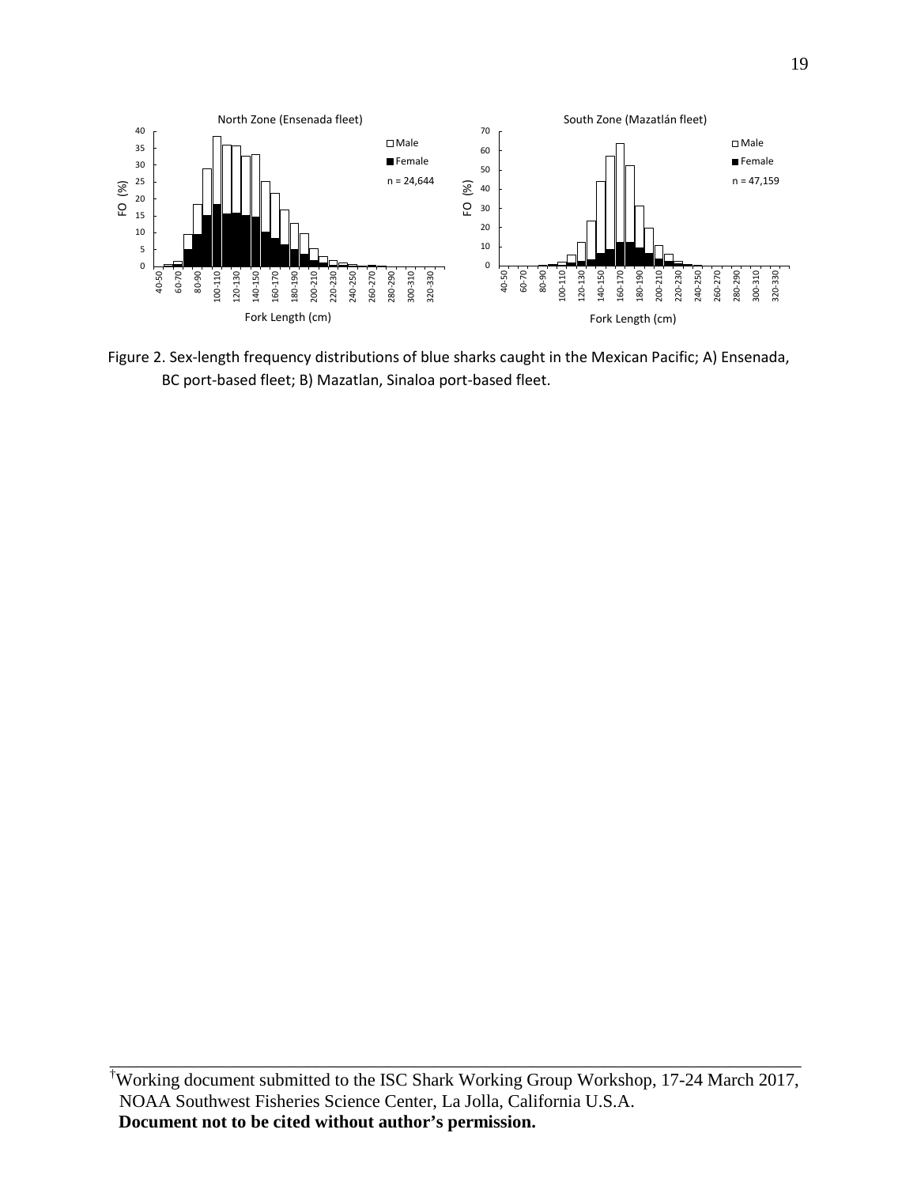Figure 2. Sex-length frequency distributions of blue sharks caught in the Mexican Pacific; A) Ensenada, BC port-based fleet; B) Mazatlan, Sinaloa port-based fleet.

---

†Working document submitted to the ISC Shark Working Group Workshop, 17-24 March 2017, NOAA Southwest Fisheries Science Center, La Jolla, California U.S.A.
**Document not to be cited without author's permission.**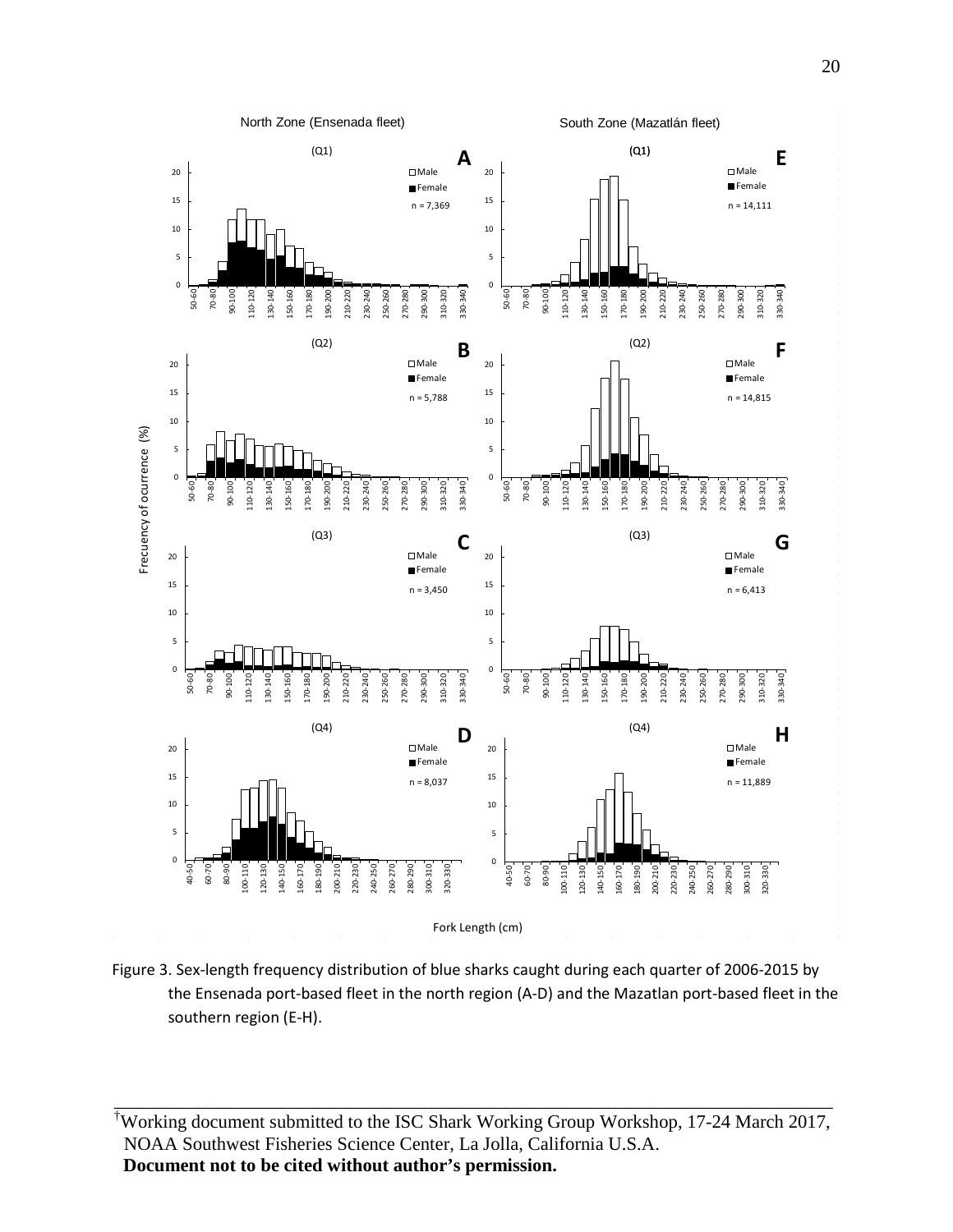Figure 3. Sex-length frequency distribution of blue sharks caught during each quarter of 2006-2015 by the Ensenada port-based fleet in the north region (A-D) and the Mazatlan port-based fleet in the southern region (E-H).

†Working document submitted to the ISC Shark Working Group Workshop, 17-24 March 2017, NOAA Southwest Fisheries Science Center, La Jolla, California U.S.A.
**Document not to be cited without author's permission.**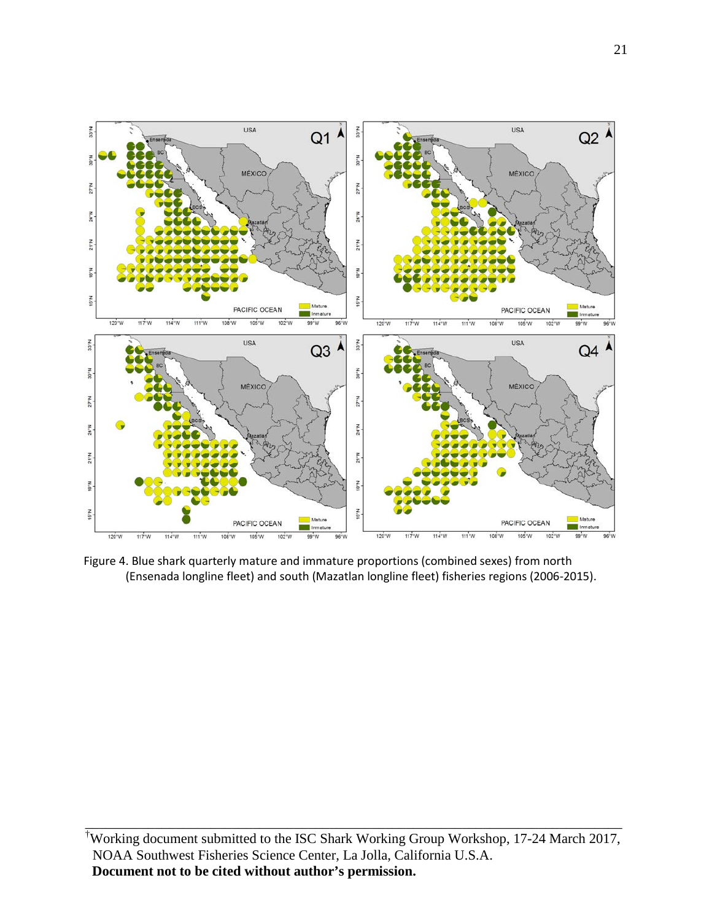Figure 4. Blue shark quarterly mature and immature proportions (combined sexes) from north (Ensenada longline fleet) and south (Mazatlan longline fleet) fisheries regions (2006-2015).

[†]Working document submitted to the ISC Shark Working Group Workshop, 17-24 March 2017, NOAA Southwest Fisheries Science Center, La Jolla, California U.S.A.
**Document not to be cited without author's permission.**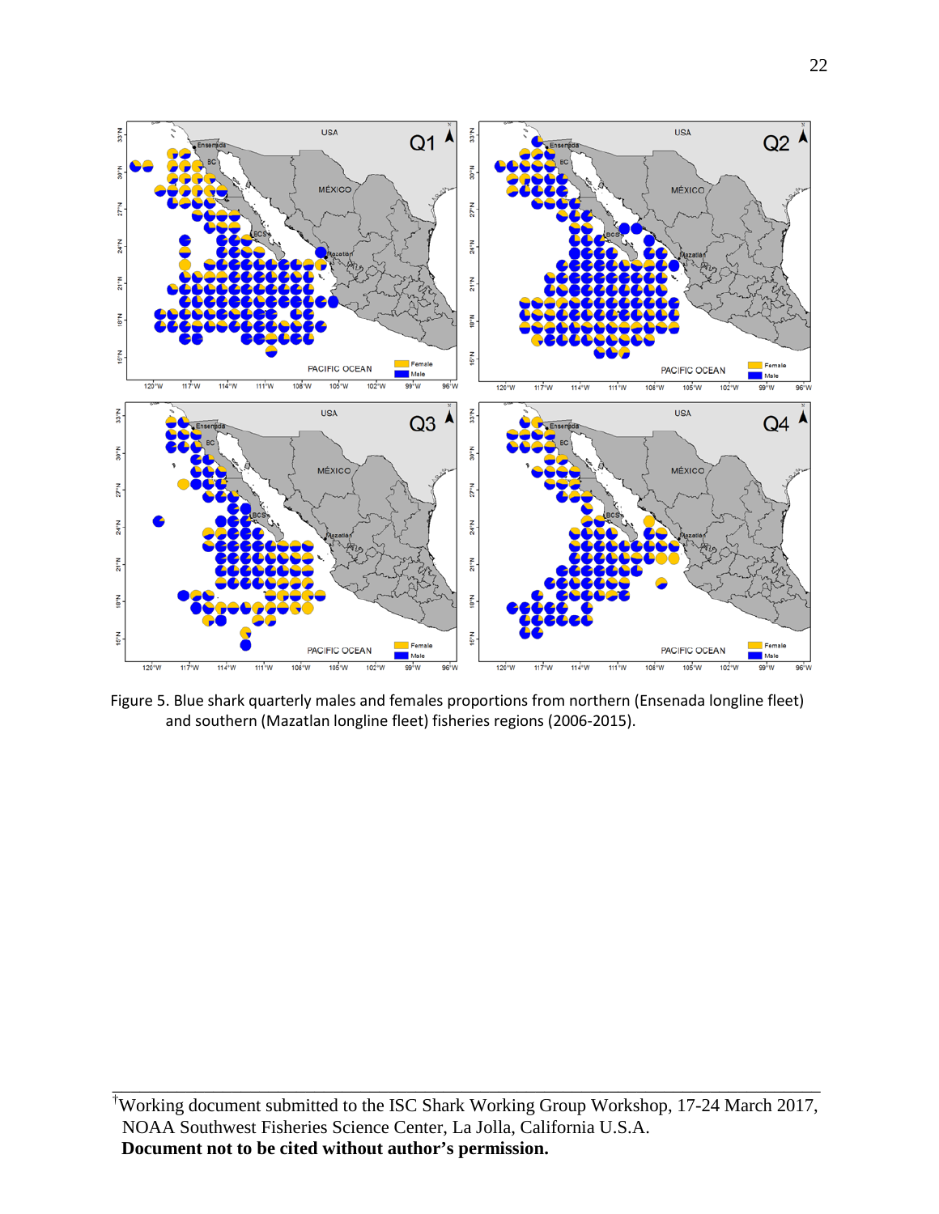Figure 5. Blue shark quarterly males and females proportions from northern (Ensenada longline fleet) and southern (Mazatlan longline fleet) fisheries regions (2006-2015).

[†]Working document submitted to the ISC Shark Working Group Workshop, 17-24 March 2017, NOAA Southwest Fisheries Science Center, La Jolla, California U.S.A.
**Document not to be cited without author's permission.**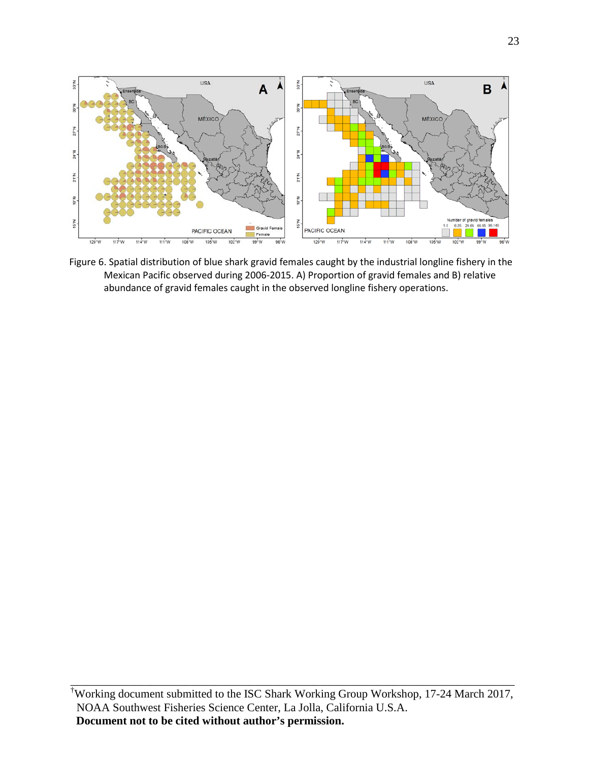USA

A

Ensenada

BC

MÉXICO

BCS

Mazatlán

PACIFIC OCEAN

Gravid Female

Female

33°N

30°N

27°N

24°N

21°N

18°N

15°N

120°W 117°W 114°W 111°W 108°W 105°W 102°W 99°W 96°W

USA

B

Ensenada

BC

MÉXICO

BCS

Mazatlán

PACIFIC OCEAN

Number of gravid females

1-5 6-25 26-65 66-95 96-140

33°N

30°N

27°N

24°N

21°N

18°N

15°N

120°W 117°W 114°W 111°W 108°W 105°W 102°W 99°W 96°W

Figure 6. Spatial distribution of blue shark gravid females caught by the industrial longline fishery in the Mexican Pacific observed during 2006-2015. A) Proportion of gravid females and B) relative abundance of gravid females caught in the observed longline fishery operations.

†Working document submitted to the ISC Shark Working Group Workshop, 17-24 March 2017, NOAA Southwest Fisheries Science Center, La Jolla, California U.S.A.
**Document not to be cited without author's permission.**